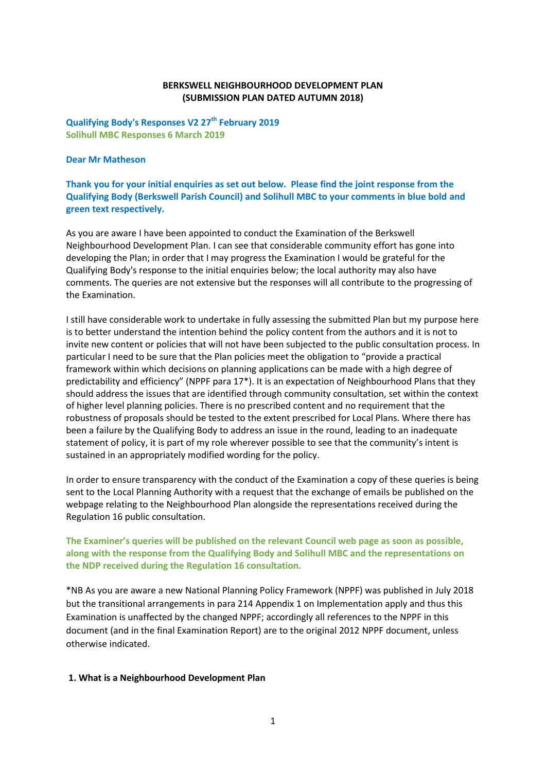**BERKSWELL NEIGHBOURHOOD DEVELOPMENT PLAN**
**(SUBMISSION PLAN DATED AUTUMN 2018)**

**Qualifying Body's Responses V2 27th February 2019**
**Solihull MBC Responses 6 March 2019**

**Dear Mr Matheson**

**Thank you for your initial enquiries as set out below. Please find the joint response from the Qualifying Body (Berkswell Parish Council) and Solihull MBC to your comments in blue bold and green text respectively.**

As you are aware I have been appointed to conduct the Examination of the Berkswell Neighbourhood Development Plan. I can see that considerable community effort has gone into developing the Plan; in order that I may progress the Examination I would be grateful for the Qualifying Body's response to the initial enquiries below; the local authority may also have comments. The queries are not extensive but the responses will all contribute to the progressing of the Examination.

I still have considerable work to undertake in fully assessing the submitted Plan but my purpose here is to better understand the intention behind the policy content from the authors and it is not to invite new content or policies that will not have been subjected to the public consultation process. In particular I need to be sure that the Plan policies meet the obligation to "provide a practical framework within which decisions on planning applications can be made with a high degree of predictability and efficiency" (NPPF para 17*). It is an expectation of Neighbourhood Plans that they should address the issues that are identified through community consultation, set within the context of higher level planning policies. There is no prescribed content and no requirement that the robustness of proposals should be tested to the extent prescribed for Local Plans. Where there has been a failure by the Qualifying Body to address an issue in the round, leading to an inadequate statement of policy, it is part of my role wherever possible to see that the community's intent is sustained in an appropriately modified wording for the policy.

In order to ensure transparency with the conduct of the Examination a copy of these queries is being sent to the Local Planning Authority with a request that the exchange of emails be published on the webpage relating to the Neighbourhood Plan alongside the representations received during the Regulation 16 public consultation.

**The Examiner's queries will be published on the relevant Council web page as soon as possible, along with the response from the Qualifying Body and Solihull MBC and the representations on the NDP received during the Regulation 16 consultation.**

*NB As you are aware a new National Planning Policy Framework (NPPF) was published in July 2018 but the transitional arrangements in para 214 Appendix 1 on Implementation apply and thus this Examination is unaffected by the changed NPPF; accordingly all references to the NPPF in this document (and in the final Examination Report) are to the original 2012 NPPF document, unless otherwise indicated.

**1. What is a Neighbourhood Development Plan**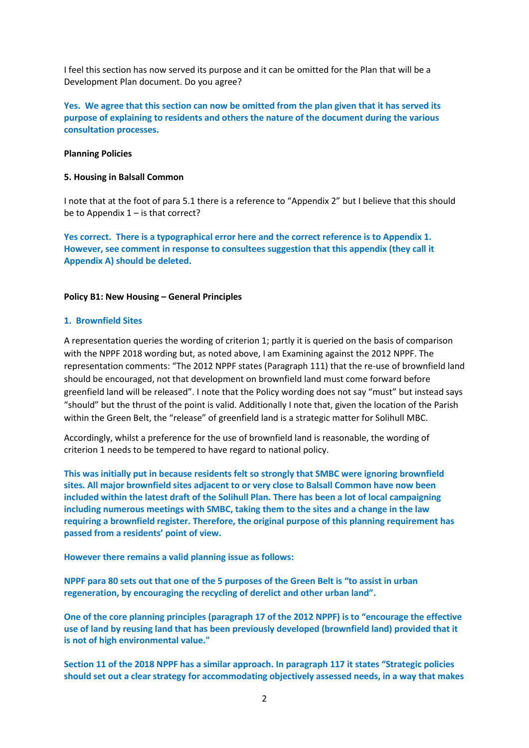I feel this section has now served its purpose and it can be omitted for the Plan that will be a Development Plan document. Do you agree?

**Yes. We agree that this section can now be omitted from the plan given that it has served its purpose of explaining to residents and others the nature of the document during the various consultation processes.**

**Planning Policies**

**5. Housing in Balsall Common**

I note that at the foot of para 5.1 there is a reference to "Appendix 2" but I believe that this should be to Appendix 1 – is that correct?

**Yes correct. There is a typographical error here and the correct reference is to Appendix 1. However, see comment in response to consultees suggestion that this appendix (they call it Appendix A) should be deleted.**

**Policy B1: New Housing – General Principles**

**1. Brownfield Sites**

A representation queries the wording of criterion 1; partly it is queried on the basis of comparison with the NPPF 2018 wording but, as noted above, I am Examining against the 2012 NPPF. The representation comments: "The 2012 NPPF states (Paragraph 111) that the re-use of brownfield land should be encouraged, not that development on brownfield land must come forward before greenfield land will be released". I note that the Policy wording does not say "must" but instead says "should" but the thrust of the point is valid. Additionally I note that, given the location of the Parish within the Green Belt, the "release" of greenfield land is a strategic matter for Solihull MBC.

Accordingly, whilst a preference for the use of brownfield land is reasonable, the wording of criterion 1 needs to be tempered to have regard to national policy.

**This was initially put in because residents felt so strongly that SMBC were ignoring brownfield sites. All major brownfield sites adjacent to or very close to Balsall Common have now been included within the latest draft of the Solihull Plan. There has been a lot of local campaigning including numerous meetings with SMBC, taking them to the sites and a change in the law requiring a brownfield register. Therefore, the original purpose of this planning requirement has passed from a residents' point of view.**

**However there remains a valid planning issue as follows:**

**NPPF para 80 sets out that one of the 5 purposes of the Green Belt is "to assist in urban regeneration, by encouraging the recycling of derelict and other urban land".**

**One of the core planning principles (paragraph 17 of the 2012 NPPF) is to "encourage the effective use of land by reusing land that has been previously developed (brownfield land) provided that it is not of high environmental value."**

**Section 11 of the 2018 NPPF has a similar approach. In paragraph 117 it states "Strategic policies should set out a clear strategy for accommodating objectively assessed needs, in a way that makes**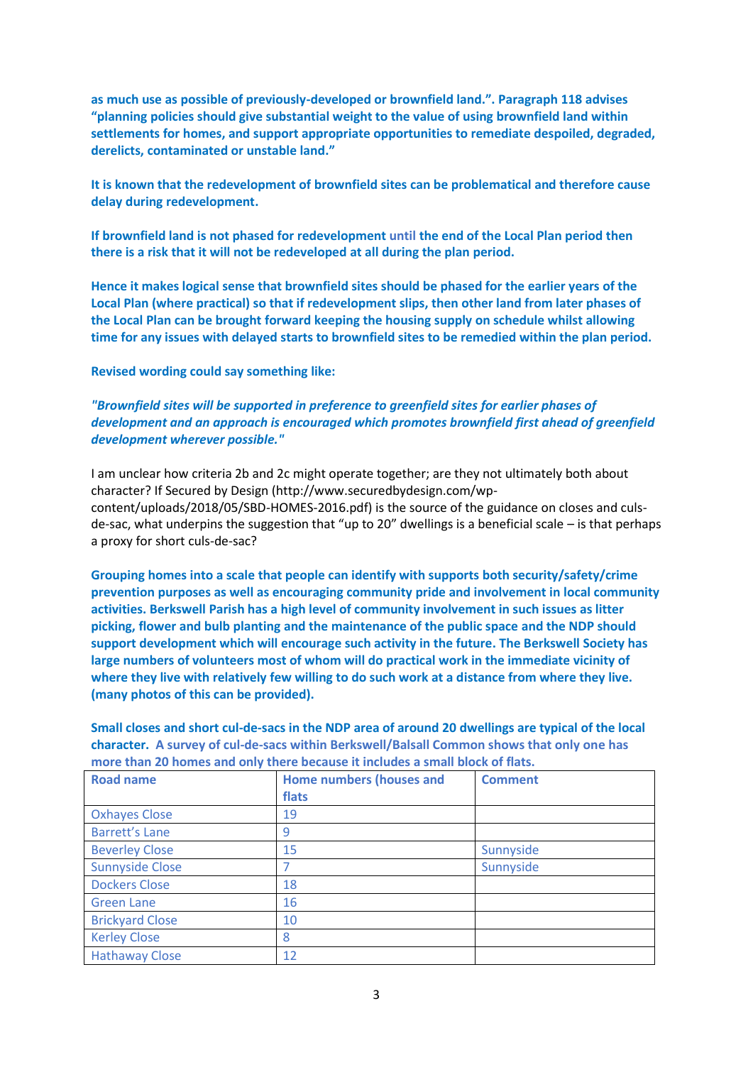**as much use as possible of previously-developed or brownfield land.”. Paragraph 118 advises “planning policies should give substantial weight to the value of using brownfield land within settlements for homes, and support appropriate opportunities to remediate despoiled, degraded, derelicts, contaminated or unstable land.”**

**It is known that the redevelopment of brownfield sites can be problematical and therefore cause delay during redevelopment.**

**If brownfield land is not phased for redevelopment until the end of the Local Plan period then there is a risk that it will not be redeveloped at all during the plan period.**

**Hence it makes logical sense that brownfield sites should be phased for the earlier years of the Local Plan (where practical) so that if redevelopment slips, then other land from later phases of the Local Plan can be brought forward keeping the housing supply on schedule whilst allowing time for any issues with delayed starts to brownfield sites to be remedied within the plan period.**

**Revised wording could say something like:**

***"Brownfield sites will be supported in preference to greenfield sites for earlier phases of development and an approach is encouraged which promotes brownfield first ahead of greenfield development wherever possible."***

I am unclear how criteria 2b and 2c might operate together; are they not ultimately both about character? If Secured by Design (http://www.securedbydesign.com/wp-content/uploads/2018/05/SBD-HOMES-2016.pdf) is the source of the guidance on closes and culs-de-sac, what underpins the suggestion that “up to 20” dwellings is a beneficial scale – is that perhaps a proxy for short culs-de-sac?

**Grouping homes into a scale that people can identify with supports both security/safety/crime prevention purposes as well as encouraging community pride and involvement in local community activities. Berkswell Parish has a high level of community involvement in such issues as litter picking, flower and bulb planting and the maintenance of the public space and the NDP should support development which will encourage such activity in the future. The Berkswell Society has large numbers of volunteers most of whom will do practical work in the immediate vicinity of where they live with relatively few willing to do such work at a distance from where they live. (many photos of this can be provided).**

**Small closes and short cul-de-sacs in the NDP area of around 20 dwellings are typical of the local character. A survey of cul-de-sacs within Berkswell/Balsall Common shows that only one has more than 20 homes and only there because it includes a small block of flats.**

| **Road name** | **Home numbers (houses and flats** | **Comment** |
|---|---|---|
| Oxhayes Close | 19 | |
| Barrett’s Lane | 9 | |
| Beverley Close | 15 | Sunnyside |
| Sunnyside Close | 7 | Sunnyside |
| Dockers Close | 18 | |
| Green Lane | 16 | |
| Brickyard Close | 10 | |
| Kerley Close | 8 | |
| Hathaway Close | 12 | |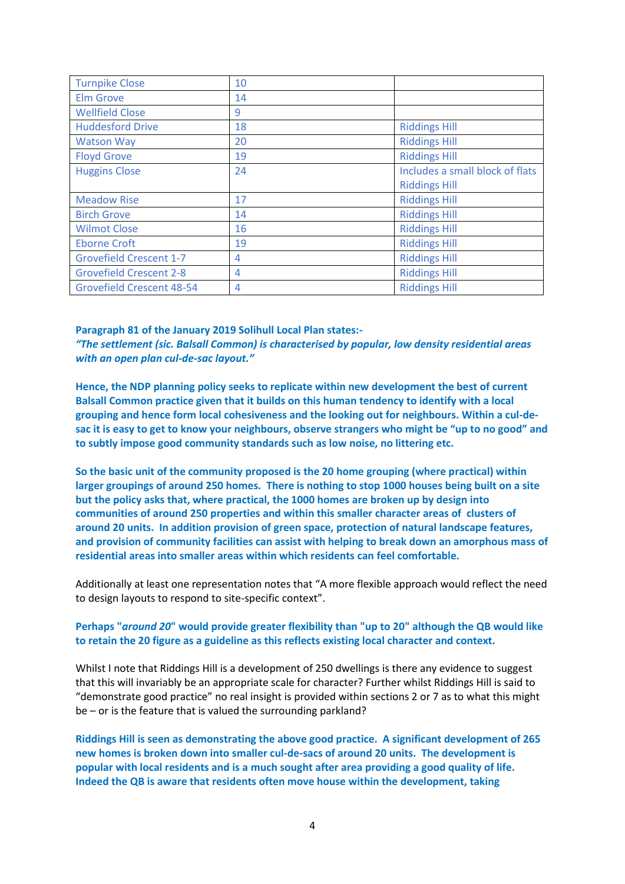| Turnpike Close | 10 | |
|---|---|---|
| Elm Grove | 14 | |
| Wellfield Close | 9 | |
| Huddesford Drive | 18 | Riddings Hill |
| Watson Way | 20 | Riddings Hill |
| Floyd Grove | 19 | Riddings Hill |
| Huggins Close | 24 | Includes a small block of flats Riddings Hill |
| Meadow Rise | 17 | Riddings Hill |
| Birch Grove | 14 | Riddings Hill |
| Wilmot Close | 16 | Riddings Hill |
| Eborne Croft | 19 | Riddings Hill |
| Grovefield Crescent 1-7 | 4 | Riddings Hill |
| Grovefield Crescent 2-8 | 4 | Riddings Hill |
| Grovefield Crescent 48-54 | 4 | Riddings Hill |

**Paragraph 81 of the January 2019 Solihull Local Plan states:-**
***"The settlement (sic. Balsall Common) is characterised by popular, low density residential areas with an open plan cul-de-sac layout."***

**Hence, the NDP planning policy seeks to replicate within new development the best of current Balsall Common practice given that it builds on this human tendency to identify with a local grouping and hence form local cohesiveness and the looking out for neighbours. Within a cul-de-sac it is easy to get to know your neighbours, observe strangers who might be "up to no good" and to subtly impose good community standards such as low noise, no littering etc.**

**So the basic unit of the community proposed is the 20 home grouping (where practical) within larger groupings of around 250 homes. There is nothing to stop 1000 houses being built on a site but the policy asks that, where practical, the 1000 homes are broken up by design into communities of around 250 properties and within this smaller character areas of clusters of around 20 units. In addition provision of green space, protection of natural landscape features, and provision of community facilities can assist with helping to break down an amorphous mass of residential areas into smaller areas within which residents can feel comfortable.**

Additionally at least one representation notes that "A more flexible approach would reflect the need to design layouts to respond to site-specific context".

**Perhaps "*around 20*" would provide greater flexibility than "up to 20" although the QB would like to retain the 20 figure as a guideline as this reflects existing local character and context.**

Whilst I note that Riddings Hill is a development of 250 dwellings is there any evidence to suggest that this will invariably be an appropriate scale for character? Further whilst Riddings Hill is said to "demonstrate good practice" no real insight is provided within sections 2 or 7 as to what this might be – or is the feature that is valued the surrounding parkland?

**Riddings Hill is seen as demonstrating the above good practice. A significant development of 265 new homes is broken down into smaller cul-de-sacs of around 20 units. The development is popular with local residents and is a much sought after area providing a good quality of life. Indeed the QB is aware that residents often move house within the development, taking**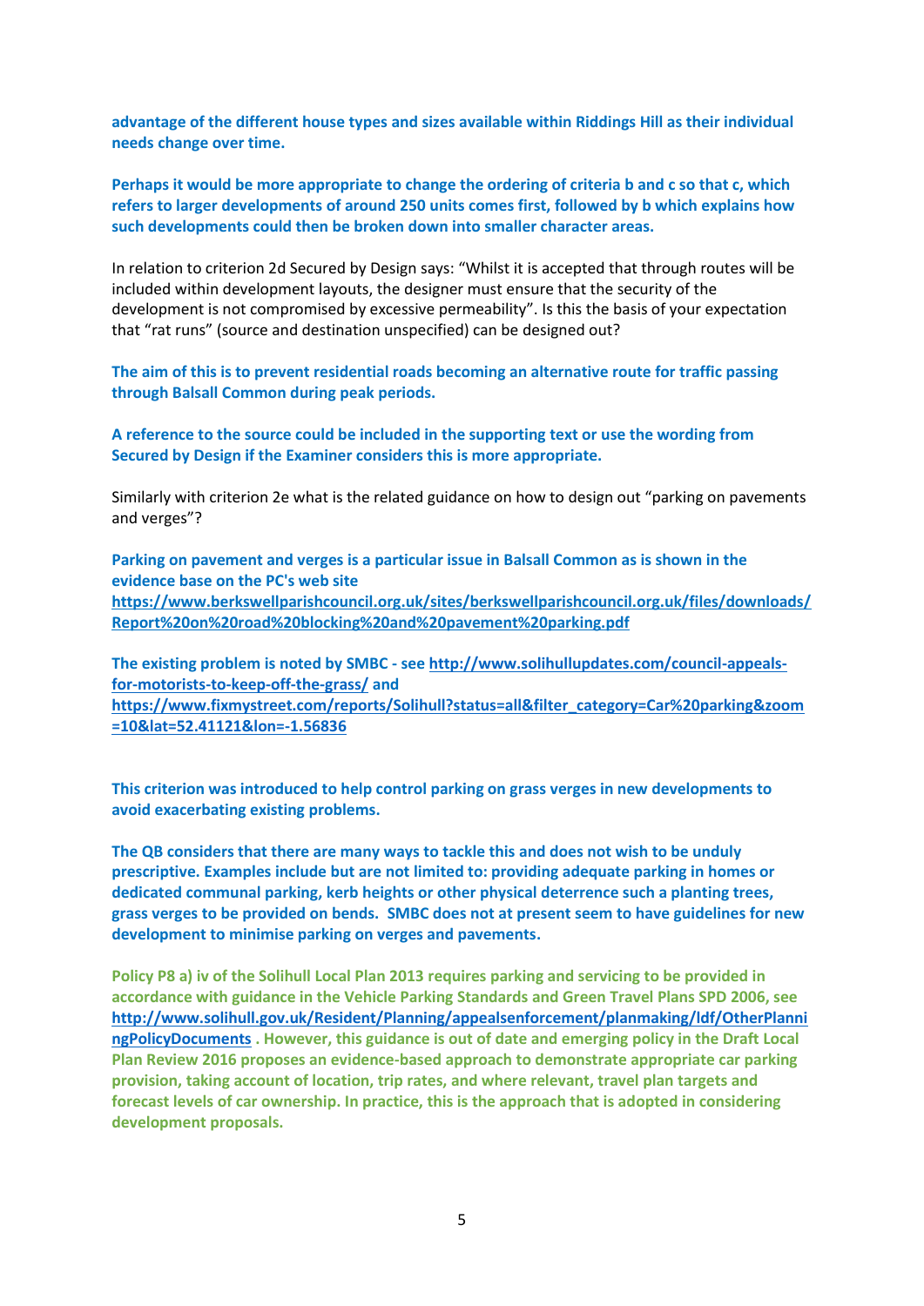**advantage of the different house types and sizes available within Riddings Hill as their individual needs change over time.**

**Perhaps it would be more appropriate to change the ordering of criteria b and c so that c, which refers to larger developments of around 250 units comes first, followed by b which explains how such developments could then be broken down into smaller character areas.**

In relation to criterion 2d Secured by Design says: "Whilst it is accepted that through routes will be included within development layouts, the designer must ensure that the security of the development is not compromised by excessive permeability". Is this the basis of your expectation that "rat runs" (source and destination unspecified) can be designed out?

**The aim of this is to prevent residential roads becoming an alternative route for traffic passing through Balsall Common during peak periods.**

**A reference to the source could be included in the supporting text or use the wording from Secured by Design if the Examiner considers this is more appropriate.**

Similarly with criterion 2e what is the related guidance on how to design out "parking on pavements and verges"?

**Parking on pavement and verges is a particular issue in Balsall Common as is shown in the evidence base on the PC's web site https://www.berkswellparishcouncil.org.uk/sites/berkswellparishcouncil.org.uk/files/downloads/Report%20on%20road%20blocking%20and%20pavement%20parking.pdf**

**The existing problem is noted by SMBC - see http://www.solihullupdates.com/council-appeals-for-motorists-to-keep-off-the-grass/ and https://www.fixmystreet.com/reports/Solihull?status=all&filter_category=Car%20parking&zoom=10&lat=52.41121&lon=-1.56836**

**This criterion was introduced to help control parking on grass verges in new developments to avoid exacerbating existing problems.**

**The QB considers that there are many ways to tackle this and does not wish to be unduly prescriptive. Examples include but are not limited to: providing adequate parking in homes or dedicated communal parking, kerb heights or other physical deterrence such a planting trees, grass verges to be provided on bends. SMBC does not at present seem to have guidelines for new development to minimise parking on verges and pavements.**

**Policy P8 a) iv of the Solihull Local Plan 2013 requires parking and servicing to be provided in accordance with guidance in the Vehicle Parking Standards and Green Travel Plans SPD 2006, see http://www.solihull.gov.uk/Resident/Planning/appealsenforcement/planmaking/ldf/OtherPlanningPolicyDocuments . However, this guidance is out of date and emerging policy in the Draft Local Plan Review 2016 proposes an evidence-based approach to demonstrate appropriate car parking provision, taking account of location, trip rates, and where relevant, travel plan targets and forecast levels of car ownership. In practice, this is the approach that is adopted in considering development proposals.**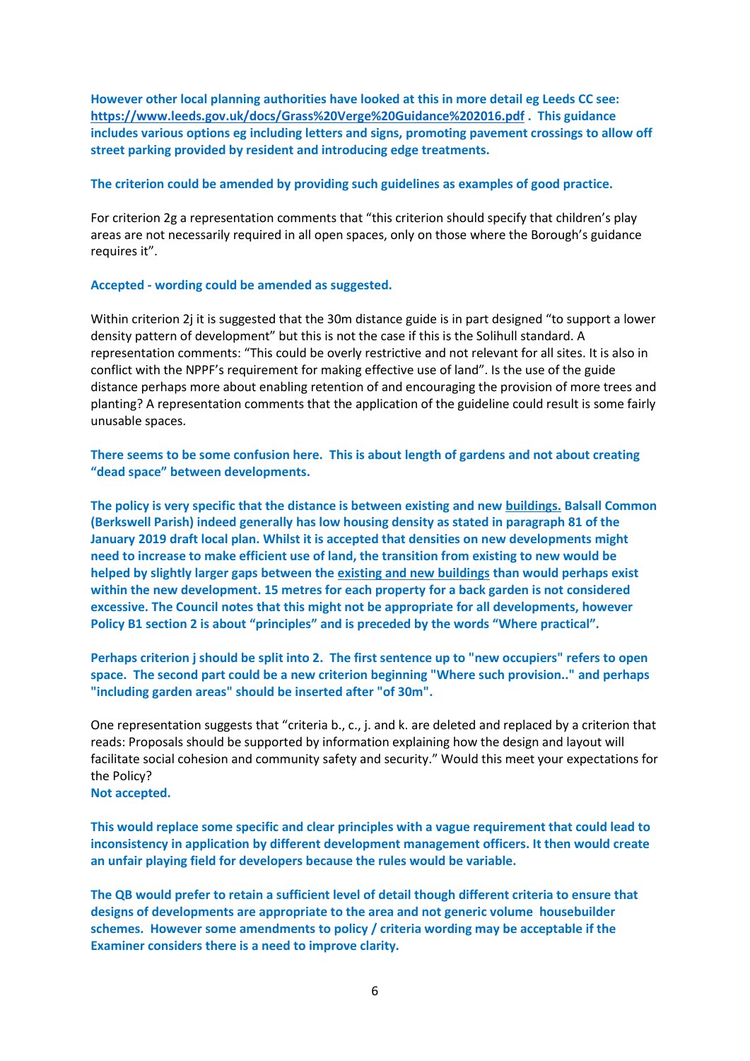**However other local planning authorities have looked at this in more detail eg Leeds CC see: https://www.leeds.gov.uk/docs/Grass%20Verge%20Guidance%202016.pdf . This guidance includes various options eg including letters and signs, promoting pavement crossings to allow off street parking provided by resident and introducing edge treatments.**

**The criterion could be amended by providing such guidelines as examples of good practice.**

For criterion 2g a representation comments that "this criterion should specify that children's play areas are not necessarily required in all open spaces, only on those where the Borough's guidance requires it".

**Accepted - wording could be amended as suggested.**

Within criterion 2j it is suggested that the 30m distance guide is in part designed "to support a lower density pattern of development" but this is not the case if this is the Solihull standard. A representation comments: "This could be overly restrictive and not relevant for all sites. It is also in conflict with the NPPF's requirement for making effective use of land". Is the use of the guide distance perhaps more about enabling retention of and encouraging the provision of more trees and planting? A representation comments that the application of the guideline could result is some fairly unusable spaces.

**There seems to be some confusion here. This is about length of gardens and not about creating "dead space" between developments.**

**The policy is very specific that the distance is between existing and new <u>buildings.</u> Balsall Common (Berkswell Parish) indeed generally has low housing density as stated in paragraph 81 of the January 2019 draft local plan. Whilst it is accepted that densities on new developments might need to increase to make efficient use of land, the transition from existing to new would be helped by slightly larger gaps between the <u>existing and new buildings</u> than would perhaps exist within the new development. 15 metres for each property for a back garden is not considered excessive. The Council notes that this might not be appropriate for all developments, however Policy B1 section 2 is about "principles" and is preceded by the words "Where practical".**

**Perhaps criterion j should be split into 2. The first sentence up to "new occupiers" refers to open space. The second part could be a new criterion beginning "Where such provision.." and perhaps "including garden areas" should be inserted after "of 30m".**

One representation suggests that "criteria b., c., j. and k. are deleted and replaced by a criterion that reads: Proposals should be supported by information explaining how the design and layout will facilitate social cohesion and community safety and security." Would this meet your expectations for the Policy?
**Not accepted.**

**This would replace some specific and clear principles with a vague requirement that could lead to inconsistency in application by different development management officers. It then would create an unfair playing field for developers because the rules would be variable.**

**The QB would prefer to retain a sufficient level of detail though different criteria to ensure that designs of developments are appropriate to the area and not generic volume housebuilder schemes. However some amendments to policy / criteria wording may be acceptable if the Examiner considers there is a need to improve clarity.**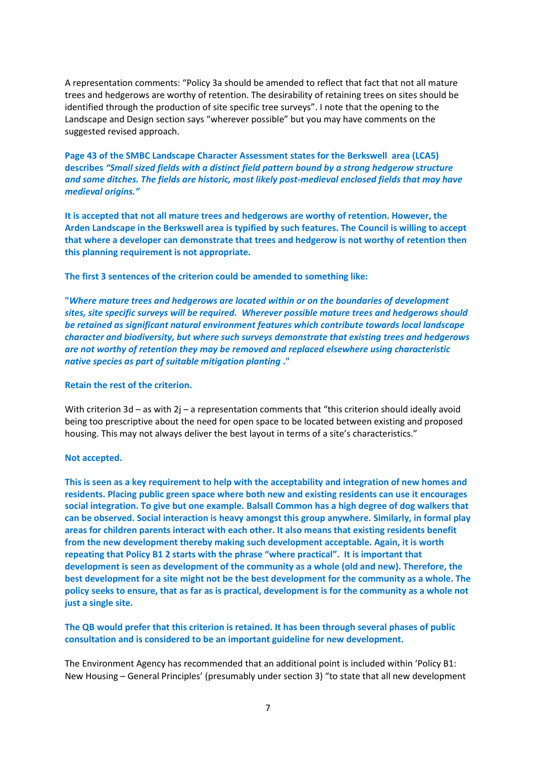A representation comments: "Policy 3a should be amended to reflect that fact that not all mature trees and hedgerows are worthy of retention. The desirability of retaining trees on sites should be identified through the production of site specific tree surveys". I note that the opening to the Landscape and Design section says "wherever possible" but you may have comments on the suggested revised approach.

**Page 43 of the SMBC Landscape Character Assessment states for the Berkswell area (LCA5) describes *"Small sized fields with a distinct field pattern bound by a strong hedgerow structure and some ditches. The fields are historic, most likely post-medieval enclosed fields that may have medieval origins."***

**It is accepted that not all mature trees and hedgerows are worthy of retention. However, the Arden Landscape in the Berkswell area is typified by such features. The Council is willing to accept that where a developer can demonstrate that trees and hedgerow is not worthy of retention then this planning requirement is not appropriate.**

**The first 3 sentences of the criterion could be amended to something like:**

**"*Where mature trees and hedgerows are located within or on the boundaries of development sites, site specific surveys will be required. Wherever possible mature trees and hedgerows should be retained as significant natural environment features which contribute towards local landscape character and biodiversity, but where such surveys demonstrate that existing trees and hedgerows are not worthy of retention they may be removed and replaced elsewhere using characteristic native species as part of suitable mitigation planting* ."**

**Retain the rest of the criterion.**

With criterion 3d – as with 2j – a representation comments that "this criterion should ideally avoid being too prescriptive about the need for open space to be located between existing and proposed housing. This may not always deliver the best layout in terms of a site's characteristics."

**Not accepted.**

**This is seen as a key requirement to help with the acceptability and integration of new homes and residents. Placing public green space where both new and existing residents can use it encourages social integration. To give but one example. Balsall Common has a high degree of dog walkers that can be observed. Social interaction is heavy amongst this group anywhere. Similarly, in formal play areas for children parents interact with each other. It also means that existing residents benefit from the new development thereby making such development acceptable. Again, it is worth repeating that Policy B1 2 starts with the phrase "where practical". It is important that development is seen as development of the community as a whole (old and new). Therefore, the best development for a site might not be the best development for the community as a whole. The policy seeks to ensure, that as far as is practical, development is for the community as a whole not just a single site.**

**The QB would prefer that this criterion is retained. It has been through several phases of public consultation and is considered to be an important guideline for new development.**

The Environment Agency has recommended that an additional point is included within 'Policy B1: New Housing – General Principles' (presumably under section 3) "to state that all new development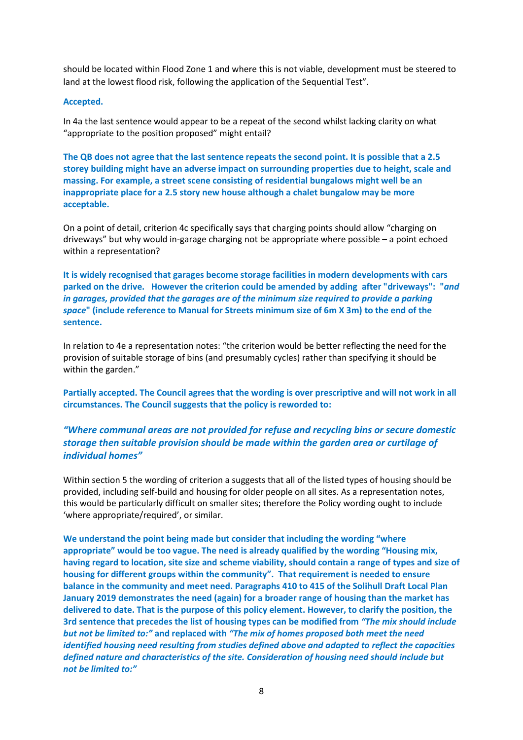should be located within Flood Zone 1 and where this is not viable, development must be steered to land at the lowest flood risk, following the application of the Sequential Test".

**Accepted.**

In 4a the last sentence would appear to be a repeat of the second whilst lacking clarity on what "appropriate to the position proposed" might entail?

**The QB does not agree that the last sentence repeats the second point. It is possible that a 2.5 storey building might have an adverse impact on surrounding properties due to height, scale and massing. For example, a street scene consisting of residential bungalows might well be an inappropriate place for a 2.5 story new house although a chalet bungalow may be more acceptable.**

On a point of detail, criterion 4c specifically says that charging points should allow "charging on driveways" but why would in-garage charging not be appropriate where possible – a point echoed within a representation?

**It is widely recognised that garages become storage facilities in modern developments with cars parked on the drive. However the criterion could be amended by adding after "driveways": "*and in garages, provided that the garages are of the minimum size required to provide a parking space*" (include reference to Manual for Streets minimum size of 6m X 3m) to the end of the sentence.**

In relation to 4e a representation notes: "the criterion would be better reflecting the need for the provision of suitable storage of bins (and presumably cycles) rather than specifying it should be within the garden."

**Partially accepted. The Council agrees that the wording is over prescriptive and will not work in all circumstances. The Council suggests that the policy is reworded to:**

***"Where communal areas are not provided for refuse and recycling bins or secure domestic storage then suitable provision should be made within the garden area or curtilage of individual homes"***

Within section 5 the wording of criterion a suggests that all of the listed types of housing should be provided, including self-build and housing for older people on all sites. As a representation notes, this would be particularly difficult on smaller sites; therefore the Policy wording ought to include 'where appropriate/required', or similar.

**We understand the point being made but consider that including the wording "where appropriate" would be too vague. The need is already qualified by the wording "Housing mix, having regard to location, site size and scheme viability, should contain a range of types and size of housing for different groups within the community". That requirement is needed to ensure balance in the community and meet need. Paragraphs 410 to 415 of the Solihull Draft Local Plan January 2019 demonstrates the need (again) for a broader range of housing than the market has delivered to date. That is the purpose of this policy element. However, to clarify the position, the 3rd sentence that precedes the list of housing types can be modified from *"The mix should include but not be limited to:"* and replaced with *"The mix of homes proposed both meet the need identified housing need resulting from studies defined above and adapted to reflect the capacities defined nature and characteristics of the site. Consideration of housing need should include but not be limited to:"***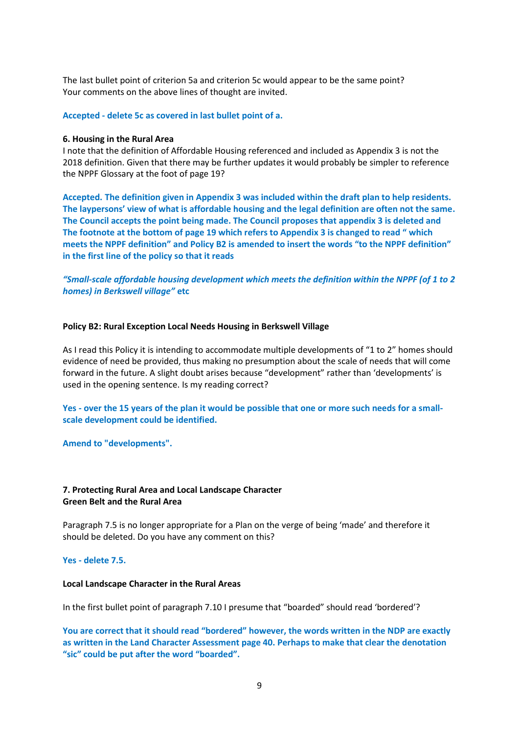The last bullet point of criterion 5a and criterion 5c would appear to be the same point? Your comments on the above lines of thought are invited.

**Accepted - delete 5c as covered in last bullet point of a.**

**6. Housing in the Rural Area**

I note that the definition of Affordable Housing referenced and included as Appendix 3 is not the 2018 definition. Given that there may be further updates it would probably be simpler to reference the NPPF Glossary at the foot of page 19?

**Accepted. The definition given in Appendix 3 was included within the draft plan to help residents. The laypersons' view of what is affordable housing and the legal definition are often not the same. The Council accepts the point being made. The Council proposes that appendix 3 is deleted and The footnote at the bottom of page 19 which refers to Appendix 3 is changed to read " which meets the NPPF definition" and Policy B2 is amended to insert the words "to the NPPF definition" in the first line of the policy so that it reads**

***"Small-scale affordable housing development which meets the definition within the NPPF (of 1 to 2 homes) in Berkswell village"* etc**

**Policy B2: Rural Exception Local Needs Housing in Berkswell Village**

As I read this Policy it is intending to accommodate multiple developments of "1 to 2" homes should evidence of need be provided, thus making no presumption about the scale of needs that will come forward in the future. A slight doubt arises because "development" rather than 'developments' is used in the opening sentence. Is my reading correct?

**Yes - over the 15 years of the plan it would be possible that one or more such needs for a small-scale development could be identified.**

**Amend to "developments".**

**7. Protecting Rural Area and Local Landscape Character**
**Green Belt and the Rural Area**

Paragraph 7.5 is no longer appropriate for a Plan on the verge of being 'made' and therefore it should be deleted. Do you have any comment on this?

**Yes - delete 7.5.**

**Local Landscape Character in the Rural Areas**

In the first bullet point of paragraph 7.10 I presume that "boarded" should read 'bordered'?

**You are correct that it should read "bordered" however, the words written in the NDP are exactly as written in the Land Character Assessment page 40. Perhaps to make that clear the denotation "sic" could be put after the word "boarded".**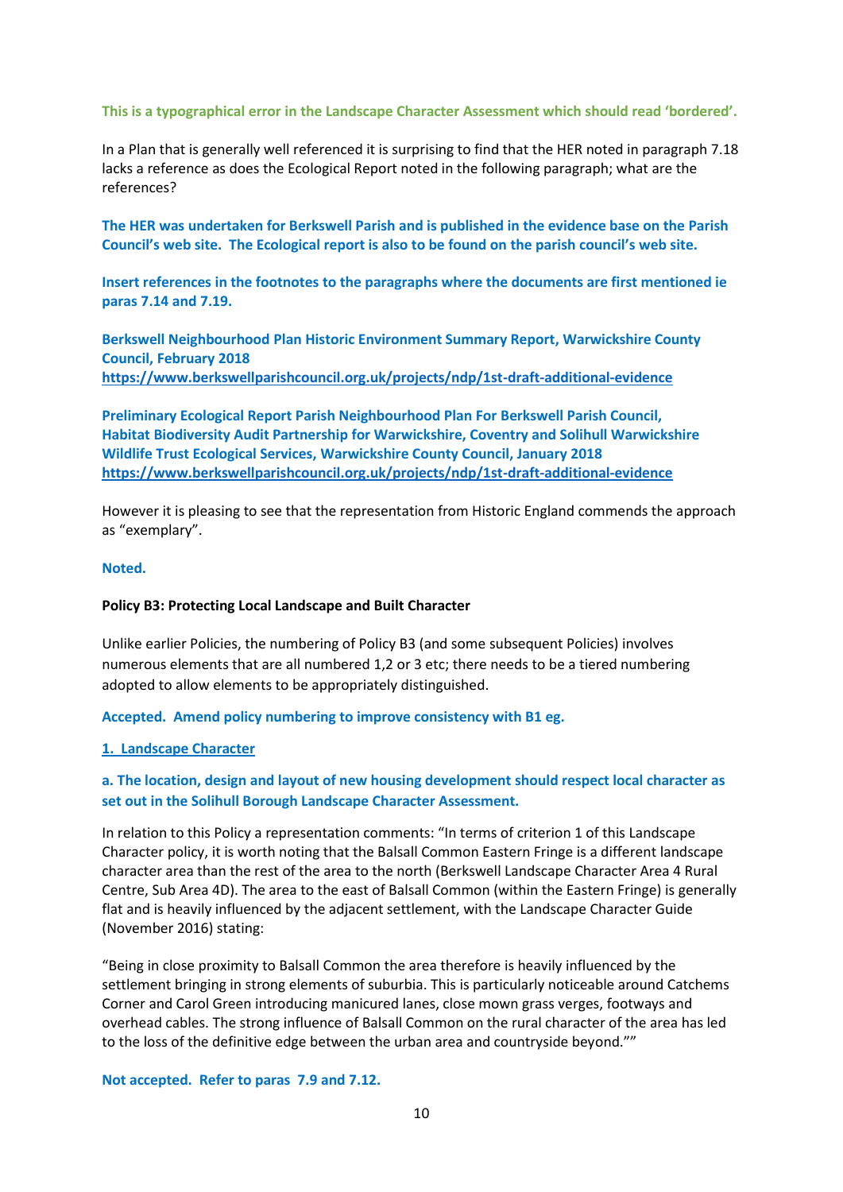**This is a typographical error in the Landscape Character Assessment which should read 'bordered'.**

In a Plan that is generally well referenced it is surprising to find that the HER noted in paragraph 7.18 lacks a reference as does the Ecological Report noted in the following paragraph; what are the references?

**The HER was undertaken for Berkswell Parish and is published in the evidence base on the Parish Council's web site. The Ecological report is also to be found on the parish council's web site.**

**Insert references in the footnotes to the paragraphs where the documents are first mentioned ie paras 7.14 and 7.19.**

**Berkswell Neighbourhood Plan Historic Environment Summary Report, Warwickshire County Council, February 2018**
**https://www.berkswellparishcouncil.org.uk/projects/ndp/1st-draft-additional-evidence**

**Preliminary Ecological Report Parish Neighbourhood Plan For Berkswell Parish Council, Habitat Biodiversity Audit Partnership for Warwickshire, Coventry and Solihull Warwickshire Wildlife Trust Ecological Services, Warwickshire County Council, January 2018**
**https://www.berkswellparishcouncil.org.uk/projects/ndp/1st-draft-additional-evidence**

However it is pleasing to see that the representation from Historic England commends the approach as "exemplary".

**Noted.**

**Policy B3: Protecting Local Landscape and Built Character**

Unlike earlier Policies, the numbering of Policy B3 (and some subsequent Policies) involves numerous elements that are all numbered 1,2 or 3 etc; there needs to be a tiered numbering adopted to allow elements to be appropriately distinguished.

**Accepted. Amend policy numbering to improve consistency with B1 eg.**

**1. Landscape Character**

**a. The location, design and layout of new housing development should respect local character as set out in the Solihull Borough Landscape Character Assessment.**

In relation to this Policy a representation comments: "In terms of criterion 1 of this Landscape Character policy, it is worth noting that the Balsall Common Eastern Fringe is a different landscape character area than the rest of the area to the north (Berkswell Landscape Character Area 4 Rural Centre, Sub Area 4D). The area to the east of Balsall Common (within the Eastern Fringe) is generally flat and is heavily influenced by the adjacent settlement, with the Landscape Character Guide (November 2016) stating:

"Being in close proximity to Balsall Common the area therefore is heavily influenced by the settlement bringing in strong elements of suburbia. This is particularly noticeable around Catchems Corner and Carol Green introducing manicured lanes, close mown grass verges, footways and overhead cables. The strong influence of Balsall Common on the rural character of the area has led to the loss of the definitive edge between the urban area and countryside beyond.""

**Not accepted. Refer to paras 7.9 and 7.12.**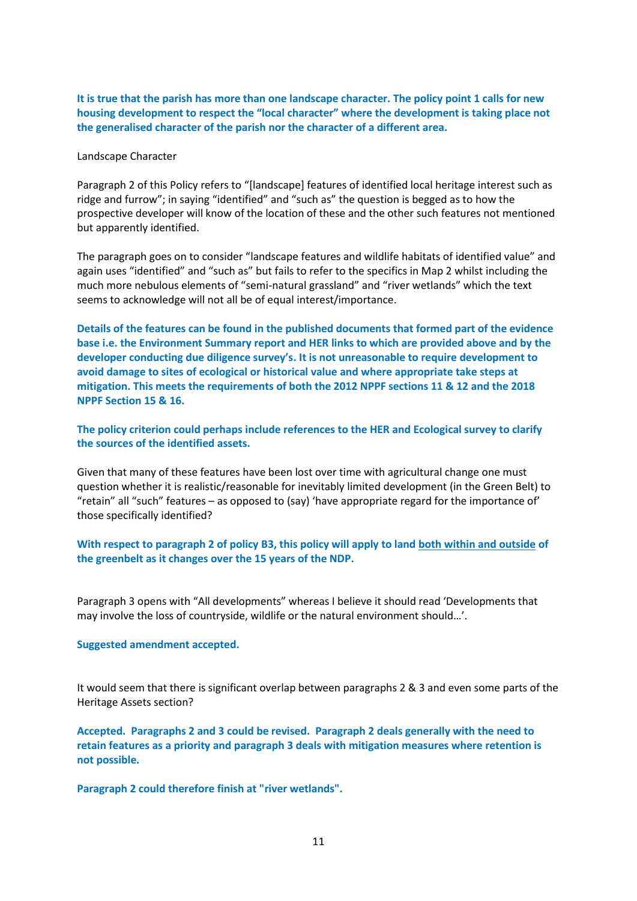**It is true that the parish has more than one landscape character. The policy point 1 calls for new housing development to respect the "local character" where the development is taking place not the generalised character of the parish nor the character of a different area.**

Landscape Character

Paragraph 2 of this Policy refers to "[landscape] features of identified local heritage interest such as ridge and furrow"; in saying "identified" and "such as" the question is begged as to how the prospective developer will know of the location of these and the other such features not mentioned but apparently identified.

The paragraph goes on to consider "landscape features and wildlife habitats of identified value" and again uses "identified" and "such as" but fails to refer to the specifics in Map 2 whilst including the much more nebulous elements of "semi-natural grassland" and "river wetlands" which the text seems to acknowledge will not all be of equal interest/importance.

**Details of the features can be found in the published documents that formed part of the evidence base i.e. the Environment Summary report and HER links to which are provided above and by the developer conducting due diligence survey's. It is not unreasonable to require development to avoid damage to sites of ecological or historical value and where appropriate take steps at mitigation. This meets the requirements of both the 2012 NPPF sections 11 & 12 and the 2018 NPPF Section 15 & 16.**

**The policy criterion could perhaps include references to the HER and Ecological survey to clarify the sources of the identified assets.**

Given that many of these features have been lost over time with agricultural change one must question whether it is realistic/reasonable for inevitably limited development (in the Green Belt) to "retain" all "such" features – as opposed to (say) 'have appropriate regard for the importance of' those specifically identified?

**With respect to paragraph 2 of policy B3, this policy will apply to land both within and outside of the greenbelt as it changes over the 15 years of the NDP.**

Paragraph 3 opens with "All developments" whereas I believe it should read 'Developments that may involve the loss of countryside, wildlife or the natural environment should…'.

**Suggested amendment accepted.**

It would seem that there is significant overlap between paragraphs 2 & 3 and even some parts of the Heritage Assets section?

**Accepted. Paragraphs 2 and 3 could be revised. Paragraph 2 deals generally with the need to retain features as a priority and paragraph 3 deals with mitigation measures where retention is not possible.**

**Paragraph 2 could therefore finish at "river wetlands".**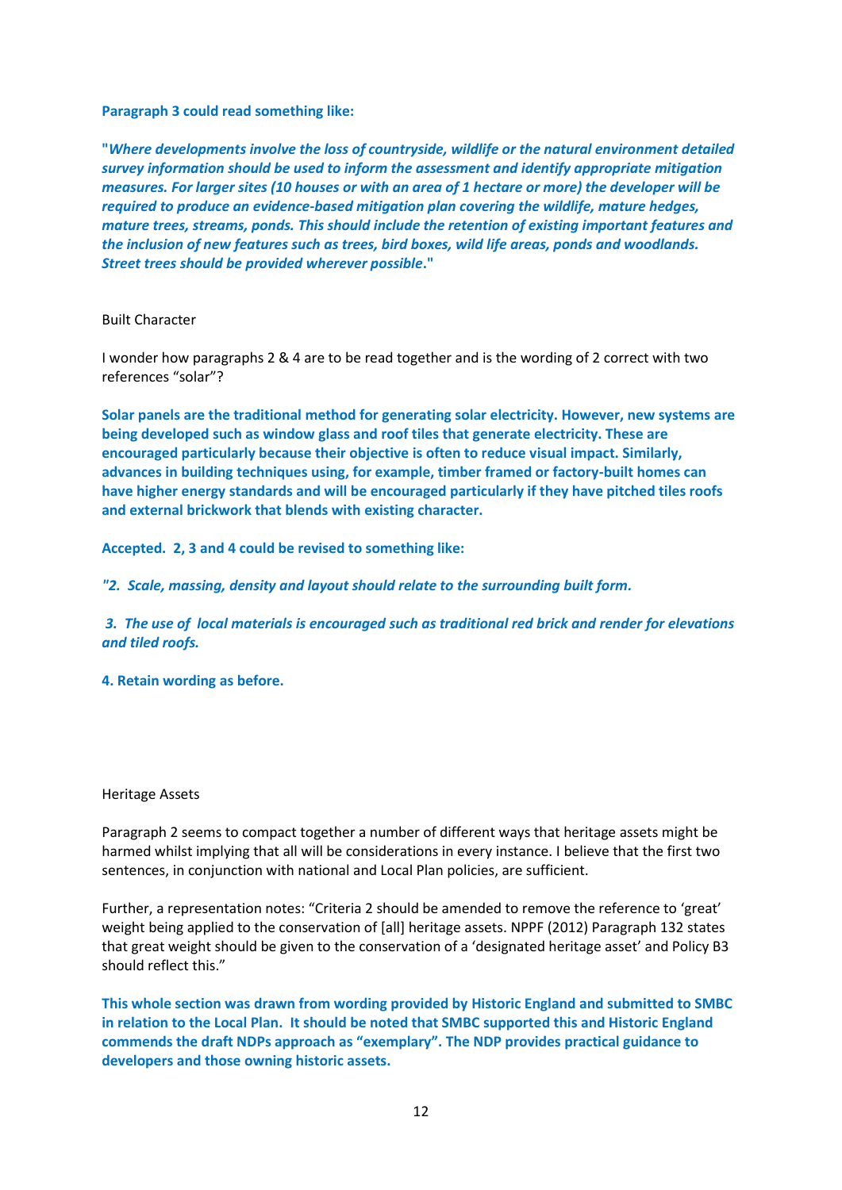**Paragraph 3 could read something like:**

**"*Where developments involve the loss of countryside, wildlife or the natural environment detailed survey information should be used to inform the assessment and identify appropriate mitigation measures. For larger sites (10 houses or with an area of 1 hectare or more) the developer will be required to produce an evidence-based mitigation plan covering the wildlife, mature hedges, mature trees, streams, ponds. This should include the retention of existing important features and the inclusion of new features such as trees, bird boxes, wild life areas, ponds and woodlands. Street trees should be provided wherever possible*."**

Built Character

I wonder how paragraphs 2 & 4 are to be read together and is the wording of 2 correct with two references "solar"?

**Solar panels are the traditional method for generating solar electricity. However, new systems are being developed such as window glass and roof tiles that generate electricity. These are encouraged particularly because their objective is often to reduce visual impact. Similarly, advances in building techniques using, for example, timber framed or factory-built homes can have higher energy standards and will be encouraged particularly if they have pitched tiles roofs and external brickwork that blends with existing character.**

**Accepted. 2, 3 and 4 could be revised to something like:**

***"2. Scale, massing, density and layout should relate to the surrounding built form.***

***3. The use of local materials is encouraged such as traditional red brick and render for elevations and tiled roofs.***

**4. Retain wording as before.**

Heritage Assets

Paragraph 2 seems to compact together a number of different ways that heritage assets might be harmed whilst implying that all will be considerations in every instance. I believe that the first two sentences, in conjunction with national and Local Plan policies, are sufficient.

Further, a representation notes: "Criteria 2 should be amended to remove the reference to 'great' weight being applied to the conservation of [all] heritage assets. NPPF (2012) Paragraph 132 states that great weight should be given to the conservation of a 'designated heritage asset' and Policy B3 should reflect this."

**This whole section was drawn from wording provided by Historic England and submitted to SMBC in relation to the Local Plan. It should be noted that SMBC supported this and Historic England commends the draft NDPs approach as "exemplary". The NDP provides practical guidance to developers and those owning historic assets.**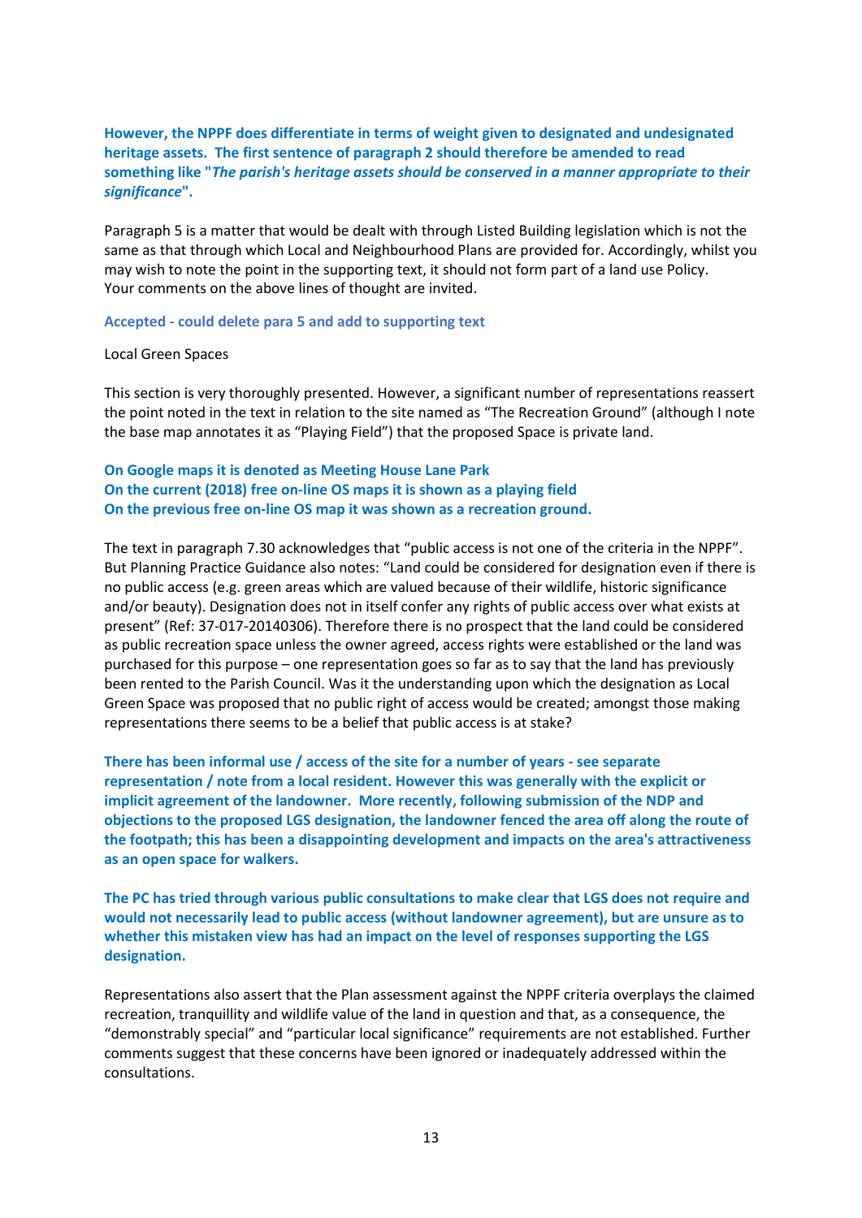**However, the NPPF does differentiate in terms of weight given to designated and undesignated heritage assets. The first sentence of paragraph 2 should therefore be amended to read something like "*The parish's heritage assets should be conserved in a manner appropriate to their significance*".**

Paragraph 5 is a matter that would be dealt with through Listed Building legislation which is not the same as that through which Local and Neighbourhood Plans are provided for. Accordingly, whilst you may wish to note the point in the supporting text, it should not form part of a land use Policy. Your comments on the above lines of thought are invited.

**Accepted - could delete para 5 and add to supporting text**

Local Green Spaces

This section is very thoroughly presented. However, a significant number of representations reassert the point noted in the text in relation to the site named as "The Recreation Ground" (although I note the base map annotates it as "Playing Field") that the proposed Space is private land.

**On Google maps it is denoted as Meeting House Lane Park**
**On the current (2018) free on-line OS maps it is shown as a playing field**
**On the previous free on-line OS map it was shown as a recreation ground.**

The text in paragraph 7.30 acknowledges that "public access is not one of the criteria in the NPPF". But Planning Practice Guidance also notes: "Land could be considered for designation even if there is no public access (e.g. green areas which are valued because of their wildlife, historic significance and/or beauty). Designation does not in itself confer any rights of public access over what exists at present" (Ref: 37-017-20140306). Therefore there is no prospect that the land could be considered as public recreation space unless the owner agreed, access rights were established or the land was purchased for this purpose – one representation goes so far as to say that the land has previously been rented to the Parish Council. Was it the understanding upon which the designation as Local Green Space was proposed that no public right of access would be created; amongst those making representations there seems to be a belief that public access is at stake?

**There has been informal use / access of the site for a number of years - see separate representation / note from a local resident. However this was generally with the explicit or implicit agreement of the landowner. More recently, following submission of the NDP and objections to the proposed LGS designation, the landowner fenced the area off along the route of the footpath; this has been a disappointing development and impacts on the area's attractiveness as an open space for walkers.**

**The PC has tried through various public consultations to make clear that LGS does not require and would not necessarily lead to public access (without landowner agreement), but are unsure as to whether this mistaken view has had an impact on the level of responses supporting the LGS designation.**

Representations also assert that the Plan assessment against the NPPF criteria overplays the claimed recreation, tranquillity and wildlife value of the land in question and that, as a consequence, the "demonstrably special" and "particular local significance" requirements are not established. Further comments suggest that these concerns have been ignored or inadequately addressed within the consultations.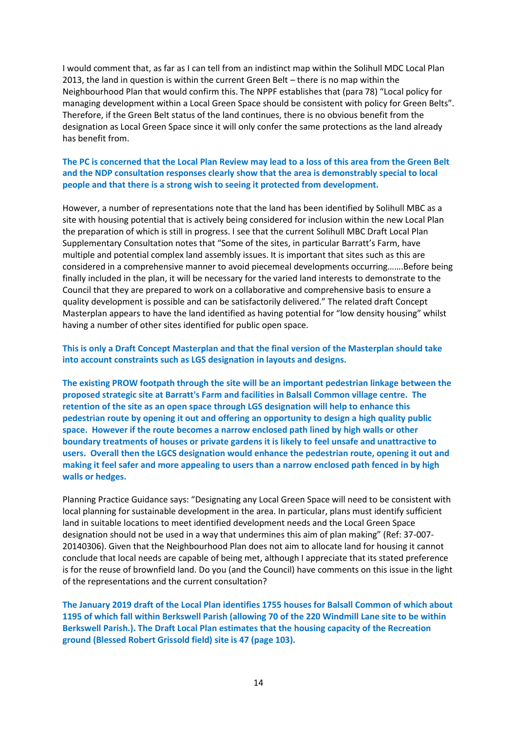I would comment that, as far as I can tell from an indistinct map within the Solihull MDC Local Plan 2013, the land in question is within the current Green Belt – there is no map within the Neighbourhood Plan that would confirm this. The NPPF establishes that (para 78) "Local policy for managing development within a Local Green Space should be consistent with policy for Green Belts". Therefore, if the Green Belt status of the land continues, there is no obvious benefit from the designation as Local Green Space since it will only confer the same protections as the land already has benefit from.

**The PC is concerned that the Local Plan Review may lead to a loss of this area from the Green Belt and the NDP consultation responses clearly show that the area is demonstrably special to local people and that there is a strong wish to seeing it protected from development.**

However, a number of representations note that the land has been identified by Solihull MBC as a site with housing potential that is actively being considered for inclusion within the new Local Plan the preparation of which is still in progress. I see that the current Solihull MBC Draft Local Plan Supplementary Consultation notes that "Some of the sites, in particular Barratt's Farm, have multiple and potential complex land assembly issues. It is important that sites such as this are considered in a comprehensive manner to avoid piecemeal developments occurring…….Before being finally included in the plan, it will be necessary for the varied land interests to demonstrate to the Council that they are prepared to work on a collaborative and comprehensive basis to ensure a quality development is possible and can be satisfactorily delivered." The related draft Concept Masterplan appears to have the land identified as having potential for "low density housing" whilst having a number of other sites identified for public open space.

**This is only a Draft Concept Masterplan and that the final version of the Masterplan should take into account constraints such as LGS designation in layouts and designs.**

**The existing PROW footpath through the site will be an important pedestrian linkage between the proposed strategic site at Barratt's Farm and facilities in Balsall Common village centre. The retention of the site as an open space through LGS designation will help to enhance this pedestrian route by opening it out and offering an opportunity to design a high quality public space. However if the route becomes a narrow enclosed path lined by high walls or other boundary treatments of houses or private gardens it is likely to feel unsafe and unattractive to users. Overall then the LGCS designation would enhance the pedestrian route, opening it out and making it feel safer and more appealing to users than a narrow enclosed path fenced in by high walls or hedges.**

Planning Practice Guidance says: "Designating any Local Green Space will need to be consistent with local planning for sustainable development in the area. In particular, plans must identify sufficient land in suitable locations to meet identified development needs and the Local Green Space designation should not be used in a way that undermines this aim of plan making" (Ref: 37-007-20140306). Given that the Neighbourhood Plan does not aim to allocate land for housing it cannot conclude that local needs are capable of being met, although I appreciate that its stated preference is for the reuse of brownfield land. Do you (and the Council) have comments on this issue in the light of the representations and the current consultation?

**The January 2019 draft of the Local Plan identifies 1755 houses for Balsall Common of which about 1195 of which fall within Berkswell Parish (allowing 70 of the 220 Windmill Lane site to be within Berkswell Parish.). The Draft Local Plan estimates that the housing capacity of the Recreation ground (Blessed Robert Grissold field) site is 47 (page 103).**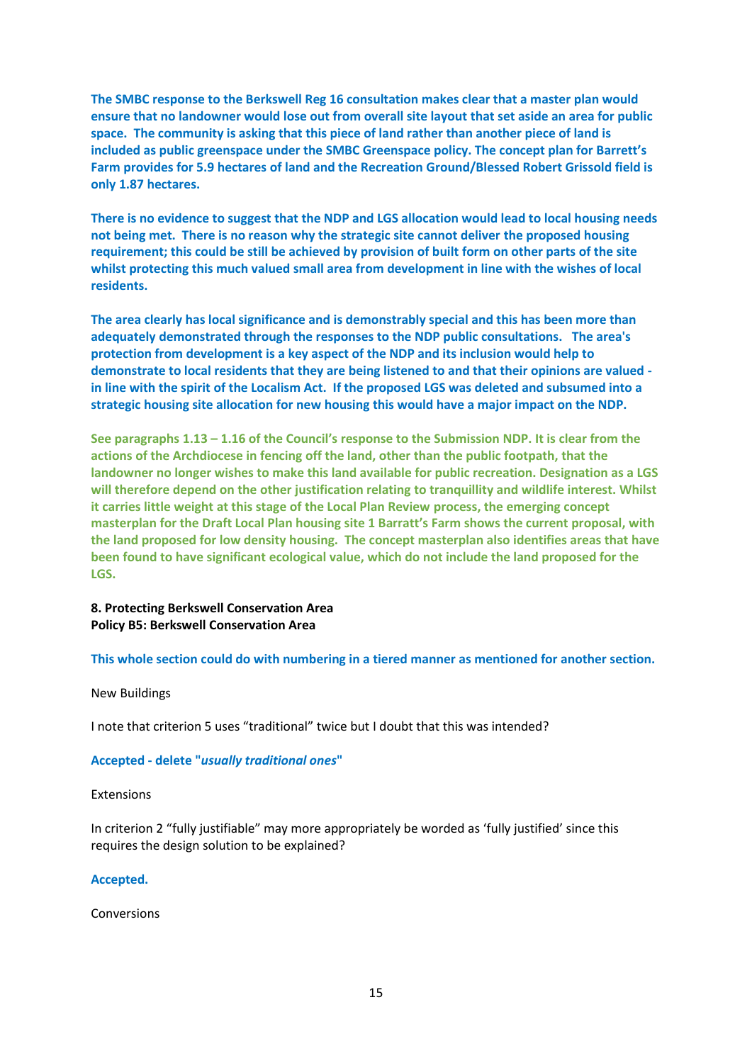**The SMBC response to the Berkswell Reg 16 consultation makes clear that a master plan would ensure that no landowner would lose out from overall site layout that set aside an area for public space. The community is asking that this piece of land rather than another piece of land is included as public greenspace under the SMBC Greenspace policy. The concept plan for Barrett's Farm provides for 5.9 hectares of land and the Recreation Ground/Blessed Robert Grissold field is only 1.87 hectares.**

**There is no evidence to suggest that the NDP and LGS allocation would lead to local housing needs not being met. There is no reason why the strategic site cannot deliver the proposed housing requirement; this could be still be achieved by provision of built form on other parts of the site whilst protecting this much valued small area from development in line with the wishes of local residents.**

**The area clearly has local significance and is demonstrably special and this has been more than adequately demonstrated through the responses to the NDP public consultations. The area's protection from development is a key aspect of the NDP and its inclusion would help to demonstrate to local residents that they are being listened to and that their opinions are valued - in line with the spirit of the Localism Act. If the proposed LGS was deleted and subsumed into a strategic housing site allocation for new housing this would have a major impact on the NDP.**

**See paragraphs 1.13 – 1.16 of the Council's response to the Submission NDP. It is clear from the actions of the Archdiocese in fencing off the land, other than the public footpath, that the landowner no longer wishes to make this land available for public recreation. Designation as a LGS will therefore depend on the other justification relating to tranquillity and wildlife interest. Whilst it carries little weight at this stage of the Local Plan Review process, the emerging concept masterplan for the Draft Local Plan housing site 1 Barratt's Farm shows the current proposal, with the land proposed for low density housing. The concept masterplan also identifies areas that have been found to have significant ecological value, which do not include the land proposed for the LGS.**

**8. Protecting Berkswell Conservation Area**
**Policy B5: Berkswell Conservation Area**

**This whole section could do with numbering in a tiered manner as mentioned for another section.**

New Buildings

I note that criterion 5 uses "traditional" twice but I doubt that this was intended?

**Accepted - delete "*usually traditional ones*"**

Extensions

In criterion 2 "fully justifiable" may more appropriately be worded as 'fully justified' since this requires the design solution to be explained?

**Accepted.**

Conversions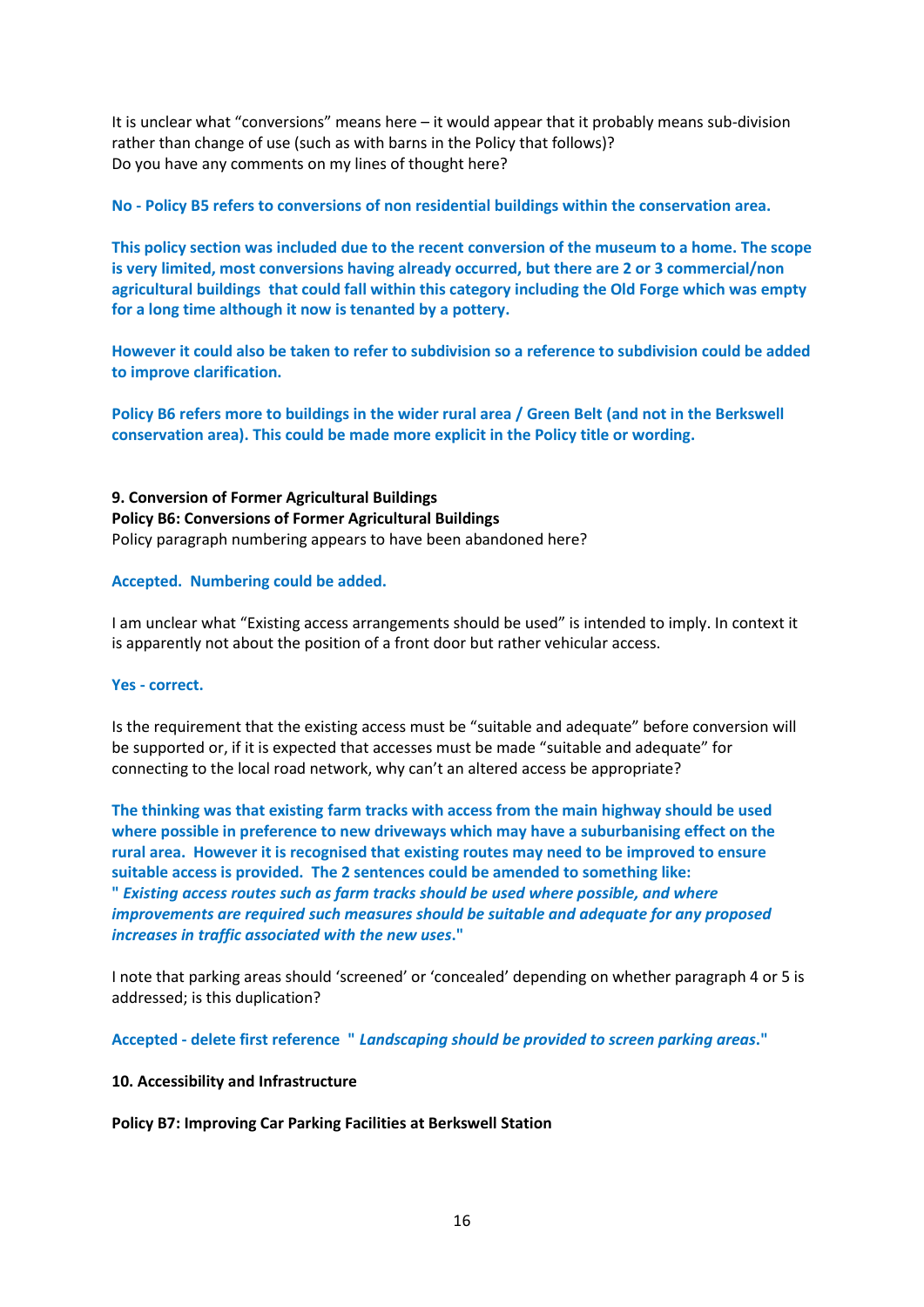It is unclear what "conversions" means here – it would appear that it probably means sub-division rather than change of use (such as with barns in the Policy that follows)?
Do you have any comments on my lines of thought here?

**No - Policy B5 refers to conversions of non residential buildings within the conservation area.**

**This policy section was included due to the recent conversion of the museum to a home. The scope is very limited, most conversions having already occurred, but there are 2 or 3 commercial/non agricultural buildings that could fall within this category including the Old Forge which was empty for a long time although it now is tenanted by a pottery.**

**However it could also be taken to refer to subdivision so a reference to subdivision could be added to improve clarification.**

**Policy B6 refers more to buildings in the wider rural area / Green Belt (and not in the Berkswell conservation area). This could be made more explicit in the Policy title or wording.**

**9. Conversion of Former Agricultural Buildings**
**Policy B6: Conversions of Former Agricultural Buildings**
Policy paragraph numbering appears to have been abandoned here?

**Accepted. Numbering could be added.**

I am unclear what "Existing access arrangements should be used" is intended to imply. In context it is apparently not about the position of a front door but rather vehicular access.

**Yes - correct.**

Is the requirement that the existing access must be "suitable and adequate" before conversion will be supported or, if it is expected that accesses must be made "suitable and adequate" for connecting to the local road network, why can't an altered access be appropriate?

**The thinking was that existing farm tracks with access from the main highway should be used where possible in preference to new driveways which may have a suburbanising effect on the rural area. However it is recognised that existing routes may need to be improved to ensure suitable access is provided. The 2 sentences could be amended to something like:**
**"** ***Existing access routes such as farm tracks should be used where possible, and where improvements are required such measures should be suitable and adequate for any proposed increases in traffic associated with the new uses*****."**

I note that parking areas should 'screened' or 'concealed' depending on whether paragraph 4 or 5 is addressed; is this duplication?

**Accepted - delete first reference " *Landscaping should be provided to screen parking areas*."**

**10. Accessibility and Infrastructure**

**Policy B7: Improving Car Parking Facilities at Berkswell Station**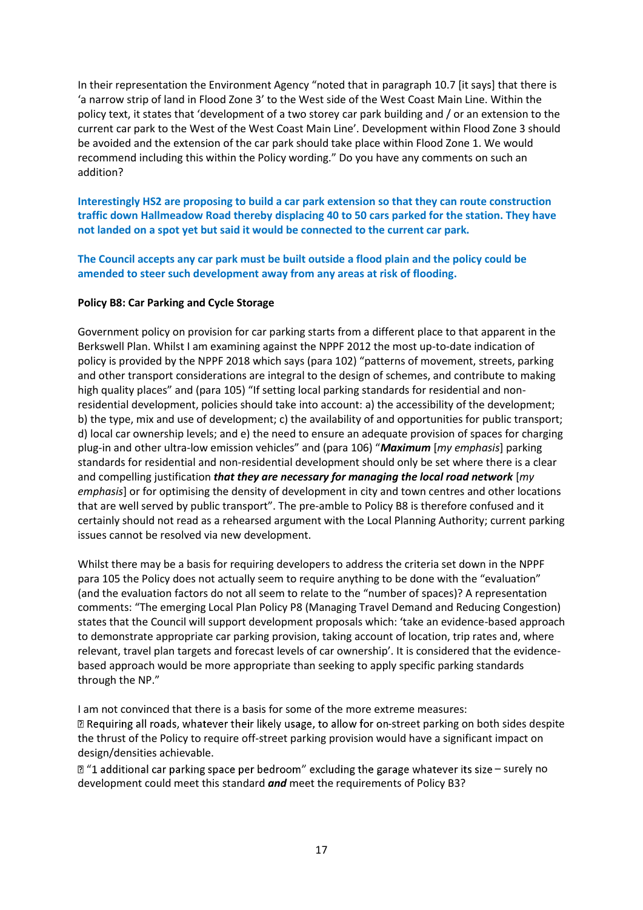In their representation the Environment Agency "noted that in paragraph 10.7 [it says] that there is 'a narrow strip of land in Flood Zone 3' to the West side of the West Coast Main Line. Within the policy text, it states that 'development of a two storey car park building and / or an extension to the current car park to the West of the West Coast Main Line'. Development within Flood Zone 3 should be avoided and the extension of the car park should take place within Flood Zone 1. We would recommend including this within the Policy wording." Do you have any comments on such an addition?

**Interestingly HS2 are proposing to build a car park extension so that they can route construction traffic down Hallmeadow Road thereby displacing 40 to 50 cars parked for the station. They have not landed on a spot yet but said it would be connected to the current car park.**

**The Council accepts any car park must be built outside a flood plain and the policy could be amended to steer such development away from any areas at risk of flooding.**

**Policy B8: Car Parking and Cycle Storage**

Government policy on provision for car parking starts from a different place to that apparent in the Berkswell Plan. Whilst I am examining against the NPPF 2012 the most up-to-date indication of policy is provided by the NPPF 2018 which says (para 102) "patterns of movement, streets, parking and other transport considerations are integral to the design of schemes, and contribute to making high quality places" and (para 105) "If setting local parking standards for residential and non-residential development, policies should take into account: a) the accessibility of the development; b) the type, mix and use of development; c) the availability of and opportunities for public transport; d) local car ownership levels; and e) the need to ensure an adequate provision of spaces for charging plug-in and other ultra-low emission vehicles" and (para 106) "***Maximum*** [*my emphasis*] parking standards for residential and non-residential development should only be set where there is a clear and compelling justification ***that they are necessary for managing the local road network*** [*my emphasis*] or for optimising the density of development in city and town centres and other locations that are well served by public transport". The pre-amble to Policy B8 is therefore confused and it certainly should not read as a rehearsed argument with the Local Planning Authority; current parking issues cannot be resolved via new development.

Whilst there may be a basis for requiring developers to address the criteria set down in the NPPF para 105 the Policy does not actually seem to require anything to be done with the "evaluation" (and the evaluation factors do not all seem to relate to the "number of spaces)? A representation comments: "The emerging Local Plan Policy P8 (Managing Travel Demand and Reducing Congestion) states that the Council will support development proposals which: 'take an evidence-based approach to demonstrate appropriate car parking provision, taking account of location, trip rates and, where relevant, travel plan targets and forecast levels of car ownership'. It is considered that the evidence-based approach would be more appropriate than seeking to apply specific parking standards through the NP."

I am not convinced that there is a basis for some of the more extreme measures:

- Requiring all roads, whatever their likely usage, to allow for on-street parking on both sides despite the thrust of the Policy to require off-street parking provision would have a significant impact on design/densities achievable.
- "1 additional car parking space per bedroom" excluding the garage whatever its size – surely no development could meet this standard ***and*** meet the requirements of Policy B3?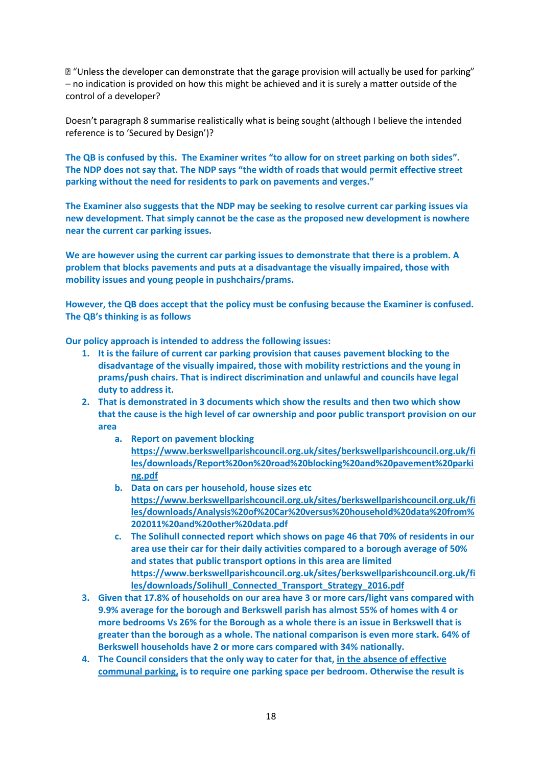“Unless the developer can demonstrate that the garage provision will actually be used for parking” – no indication is provided on how this might be achieved and it is surely a matter outside of the control of a developer?

Doesn’t paragraph 8 summarise realistically what is being sought (although I believe the intended reference is to ‘Secured by Design’)?

**The QB is confused by this. The Examiner writes “to allow for on street parking on both sides”. The NDP does not say that. The NDP says “the width of roads that would permit effective street parking without the need for residents to park on pavements and verges.”**

**The Examiner also suggests that the NDP may be seeking to resolve current car parking issues via new development. That simply cannot be the case as the proposed new development is nowhere near the current car parking issues.**

**We are however using the current car parking issues to demonstrate that there is a problem. A problem that blocks pavements and puts at a disadvantage the visually impaired, those with mobility issues and young people in pushchairs/prams.**

**However, the QB does accept that the policy must be confusing because the Examiner is confused. The QB’s thinking is as follows**

**Our policy approach is intended to address the following issues:**

1. **It is the failure of current car parking provision that causes pavement blocking to the disadvantage of the visually impaired, those with mobility restrictions and the young in prams/push chairs. That is indirect discrimination and unlawful and councils have legal duty to address it.**
2. **That is demonstrated in 3 documents which show the results and then two which show that the cause is the high level of car ownership and poor public transport provision on our area**
   a. **Report on pavement blocking** https://www.berkswellparishcouncil.org.uk/sites/berkswellparishcouncil.org.uk/files/downloads/Report%20on%20road%20blocking%20and%20pavement%20parking.pdf
   b. **Data on cars per household, house sizes etc** https://www.berkswellparishcouncil.org.uk/sites/berkswellparishcouncil.org.uk/files/downloads/Analysis%20of%20Car%20versus%20household%20data%20from%202011%20and%20other%20data.pdf
   c. **The Solihull connected report which shows on page 46 that 70% of residents in our area use their car for their daily activities compared to a borough average of 50% and states that public transport options in this area are limited** https://www.berkswellparishcouncil.org.uk/sites/berkswellparishcouncil.org.uk/files/downloads/Solihull_Connected_Transport_Strategy_2016.pdf
3. **Given that 17.8% of households on our area have 3 or more cars/light vans compared with 9.9% average for the borough and Berkswell parish has almost 55% of homes with 4 or more bedrooms Vs 26% for the Borough as a whole there is an issue in Berkswell that is greater than the borough as a whole. The national comparison is even more stark. 64% of Berkswell households have 2 or more cars compared with 34% nationally.**
4. **The Council considers that the only way to cater for that, <u>in the absence of effective communal parking,</u> is to require one parking space per bedroom. Otherwise the result is**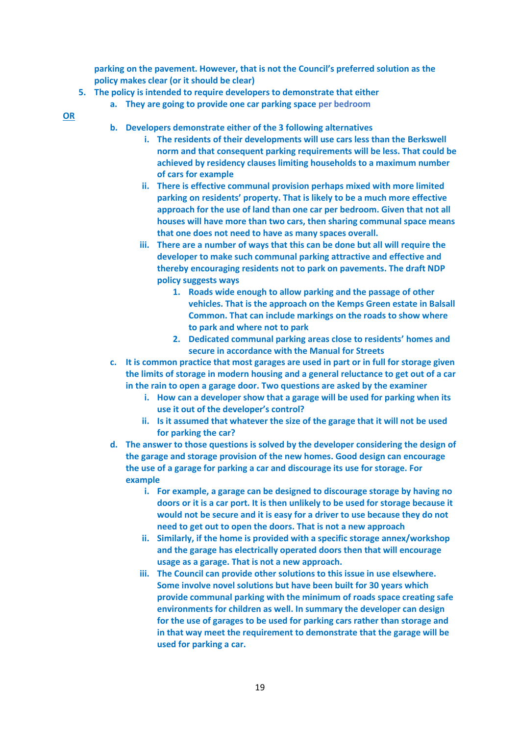**parking on the pavement. However, that is not the Council's preferred solution as the policy makes clear (or it should be clear)**

5. **The policy is intended to require developers to demonstrate that either**
    a. **They are going to provide one car parking space per bedroom**

**OR**

   b. **Developers demonstrate either of the 3 following alternatives**
      i. **The residents of their developments will use cars less than the Berkswell norm and that consequent parking requirements will be less. That could be achieved by residency clauses limiting households to a maximum number of cars for example**
      ii. **There is effective communal provision perhaps mixed with more limited parking on residents' property. That is likely to be a much more effective approach for the use of land than one car per bedroom. Given that not all houses will have more than two cars, then sharing communal space means that one does not need to have as many spaces overall.**
      iii. **There are a number of ways that this can be done but all will require the developer to make such communal parking attractive and effective and thereby encouraging residents not to park on pavements. The draft NDP policy suggests ways**
         1. **Roads wide enough to allow parking and the passage of other vehicles. That is the approach on the Kemps Green estate in Balsall Common. That can include markings on the roads to show where to park and where not to park**
         2. **Dedicated communal parking areas close to residents' homes and secure in accordance with the Manual for Streets**

   c. **It is common practice that most garages are used in part or in full for storage given the limits of storage in modern housing and a general reluctance to get out of a car in the rain to open a garage door. Two questions are asked by the examiner**
      i. **How can a developer show that a garage will be used for parking when its use it out of the developer's control?**
      ii. **Is it assumed that whatever the size of the garage that it will not be used for parking the car?**

   d. **The answer to those questions is solved by the developer considering the design of the garage and storage provision of the new homes. Good design can encourage the use of a garage for parking a car and discourage its use for storage. For example**
      i. **For example, a garage can be designed to discourage storage by having no doors or it is a car port. It is then unlikely to be used for storage because it would not be secure and it is easy for a driver to use because they do not need to get out to open the doors. That is not a new approach**
      ii. **Similarly, if the home is provided with a specific storage annex/workshop and the garage has electrically operated doors then that will encourage usage as a garage. That is not a new approach.**
      iii. **The Council can provide other solutions to this issue in use elsewhere. Some involve novel solutions but have been built for 30 years which provide communal parking with the minimum of roads space creating safe environments for children as well. In summary the developer can design for the use of garages to be used for parking cars rather than storage and in that way meet the requirement to demonstrate that the garage will be used for parking a car.**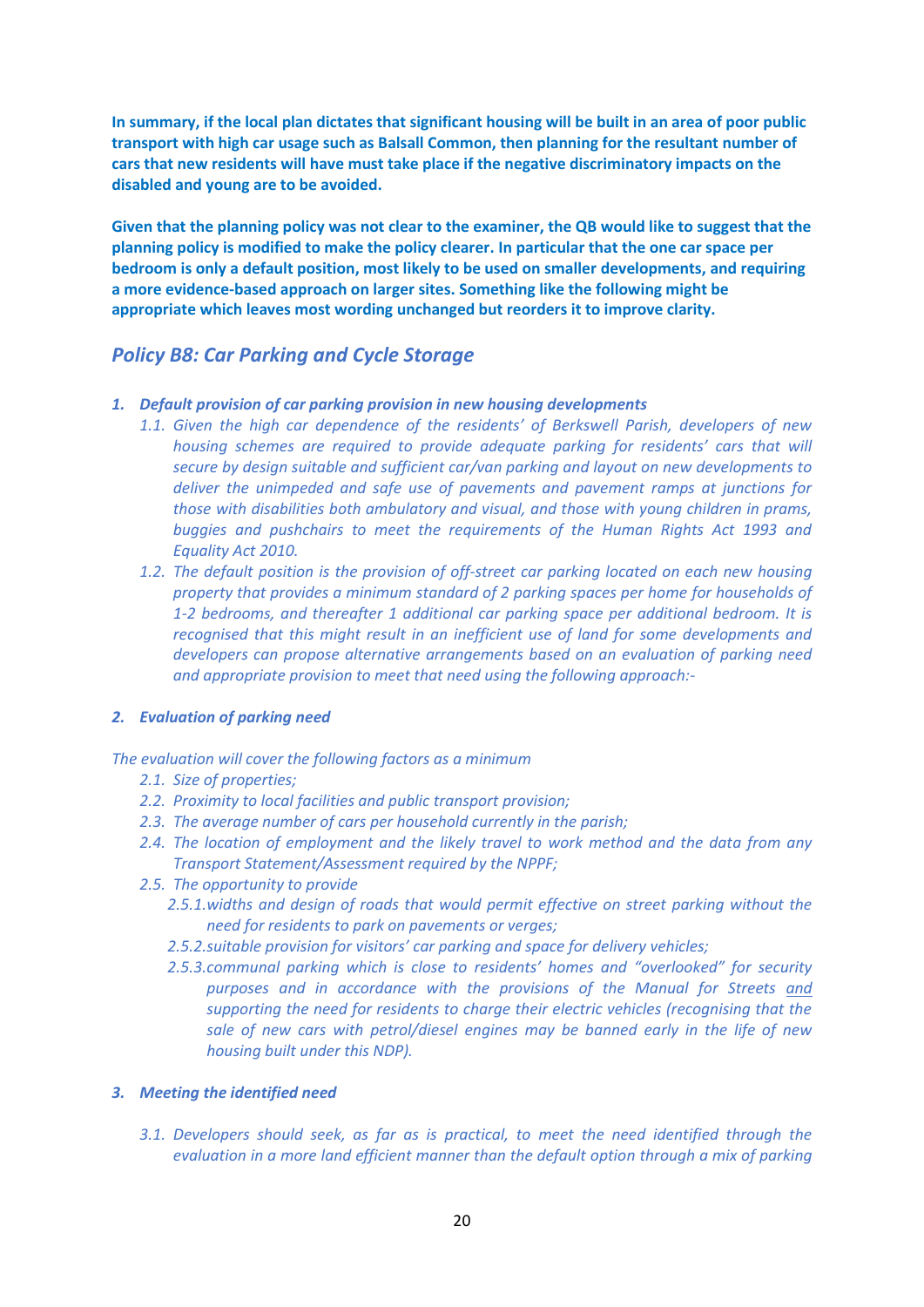**In summary, if the local plan dictates that significant housing will be built in an area of poor public transport with high car usage such as Balsall Common, then planning for the resultant number of cars that new residents will have must take place if the negative discriminatory impacts on the disabled and young are to be avoided.**

**Given that the planning policy was not clear to the examiner, the QB would like to suggest that the planning policy is modified to make the policy clearer. In particular that the one car space per bedroom is only a default position, most likely to be used on smaller developments, and requiring a more evidence-based approach on larger sites. Something like the following might be appropriate which leaves most wording unchanged but reorders it to improve clarity.**

## *Policy B8: Car Parking and Cycle Storage*

1. ***Default provision of car parking provision in new housing developments***
   1.1. *Given the high car dependence of the residents' of Berkswell Parish, developers of new housing schemes are required to provide adequate parking for residents' cars that will secure by design suitable and sufficient car/van parking and layout on new developments to deliver the unimpeded and safe use of pavements and pavement ramps at junctions for those with disabilities both ambulatory and visual, and those with young children in prams, buggies and pushchairs to meet the requirements of the Human Rights Act 1993 and Equality Act 2010.*
   1.2. *The default position is the provision of off-street car parking located on each new housing property that provides a minimum standard of 2 parking spaces per home for households of 1-2 bedrooms, and thereafter 1 additional car parking space per additional bedroom. It is recognised that this might result in an inefficient use of land for some developments and developers can propose alternative arrangements based on an evaluation of parking need and appropriate provision to meet that need using the following approach:-*

2. ***Evaluation of parking need***

*The evaluation will cover the following factors as a minimum*

   2.1. *Size of properties;*
   2.2. *Proximity to local facilities and public transport provision;*
   2.3. *The average number of cars per household currently in the parish;*
   2.4. *The location of employment and the likely travel to work method and the data from any Transport Statement/Assessment required by the NPPF;*
   2.5. *The opportunity to provide*
      2.5.1. *widths and design of roads that would permit effective on street parking without the need for residents to park on pavements or verges;*
      2.5.2. *suitable provision for visitors' car parking and space for delivery vehicles;*
      2.5.3. *communal parking which is close to residents' homes and "overlooked" for security purposes and in accordance with the provisions of the Manual for Streets <u>and</u> supporting the need for residents to charge their electric vehicles (recognising that the sale of new cars with petrol/diesel engines may be banned early in the life of new housing built under this NDP).*

3. ***Meeting the identified need***

   3.1. *Developers should seek, as far as is practical, to meet the need identified through the evaluation in a more land efficient manner than the default option through a mix of parking*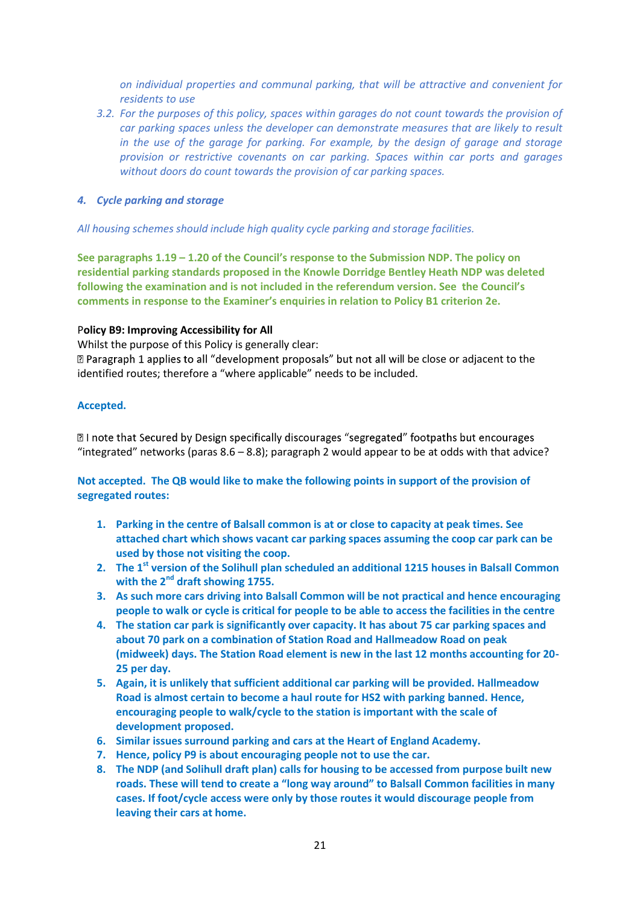*on individual properties and communal parking, that will be attractive and convenient for residents to use*

*3.2. For the purposes of this policy, spaces within garages do not count towards the provision of car parking spaces unless the developer can demonstrate measures that are likely to result in the use of the garage for parking. For example, by the design of garage and storage provision or restrictive covenants on car parking. Spaces within car ports and garages without doors do count towards the provision of car parking spaces.*

***4. Cycle parking and storage***

*All housing schemes should include high quality cycle parking and storage facilities.*

**See paragraphs 1.19 – 1.20 of the Council's response to the Submission NDP. The policy on residential parking standards proposed in the Knowle Dorridge Bentley Heath NDP was deleted following the examination and is not included in the referendum version. See the Council's comments in response to the Examiner's enquiries in relation to Policy B1 criterion 2e.**

**Policy B9: Improving Accessibility for All**

Whilst the purpose of this Policy is generally clear:

- Paragraph 1 applies to all "development proposals" but not all will be close or adjacent to the identified routes; therefore a "where applicable" needs to be included.

**Accepted.**

- I note that Secured by Design specifically discourages "segregated" footpaths but encourages "integrated" networks (paras 8.6 – 8.8); paragraph 2 would appear to be at odds with that advice?

**Not accepted. The QB would like to make the following points in support of the provision of segregated routes:**

1. **Parking in the centre of Balsall common is at or close to capacity at peak times. See attached chart which shows vacant car parking spaces assuming the coop car park can be used by those not visiting the coop.**
2. **The 1st version of the Solihull plan scheduled an additional 1215 houses in Balsall Common with the 2nd draft showing 1755.**
3. **As such more cars driving into Balsall Common will be not practical and hence encouraging people to walk or cycle is critical for people to be able to access the facilities in the centre**
4. **The station car park is significantly over capacity. It has about 75 car parking spaces and about 70 park on a combination of Station Road and Hallmeadow Road on peak (midweek) days. The Station Road element is new in the last 12 months accounting for 20-25 per day.**
5. **Again, it is unlikely that sufficient additional car parking will be provided. Hallmeadow Road is almost certain to become a haul route for HS2 with parking banned. Hence, encouraging people to walk/cycle to the station is important with the scale of development proposed.**
6. **Similar issues surround parking and cars at the Heart of England Academy.**
7. **Hence, policy P9 is about encouraging people not to use the car.**
8. **The NDP (and Solihull draft plan) calls for housing to be accessed from purpose built new roads. These will tend to create a "long way around" to Balsall Common facilities in many cases. If foot/cycle access were only by those routes it would discourage people from leaving their cars at home.**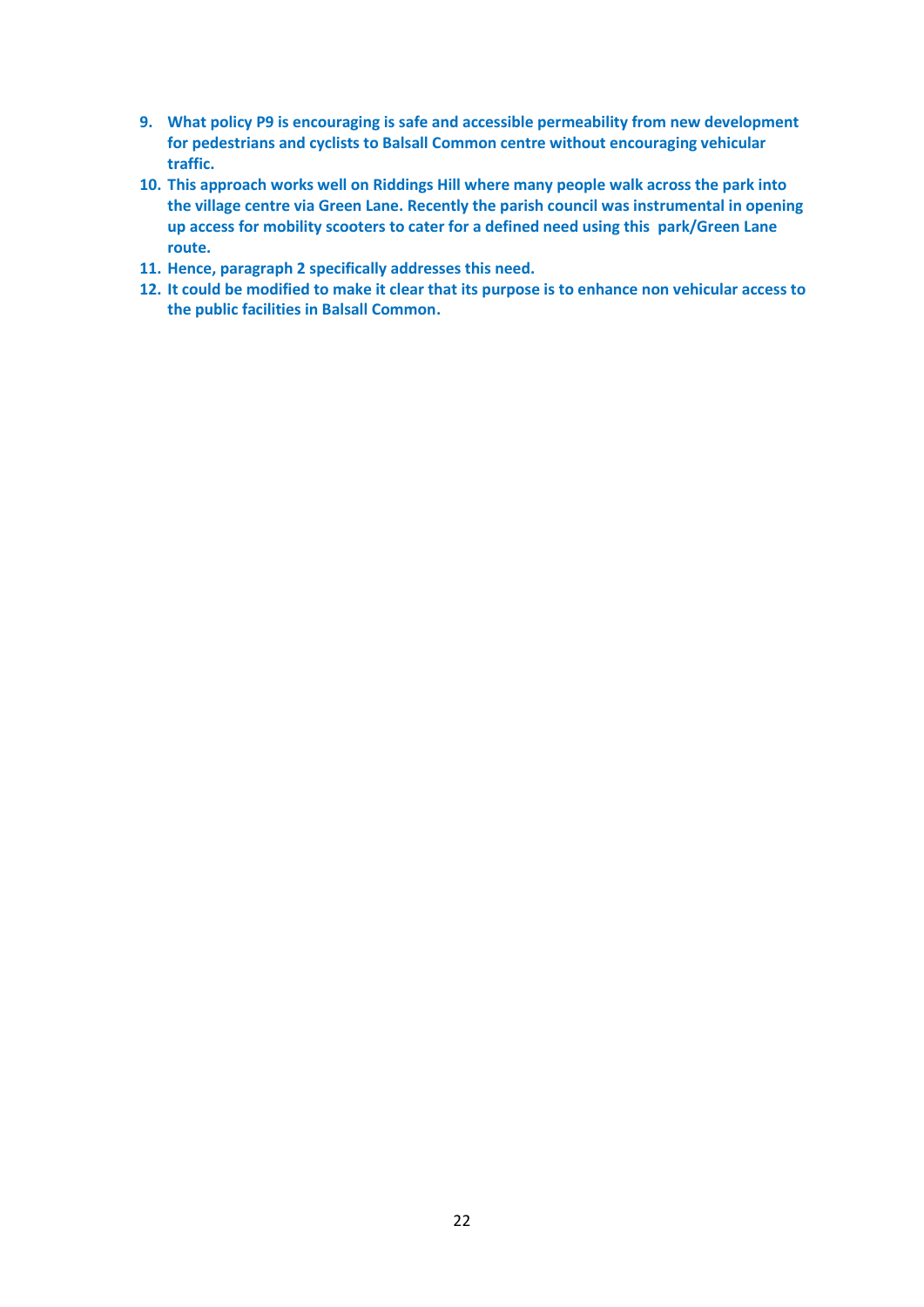9. **What policy P9 is encouraging is safe and accessible permeability from new development for pedestrians and cyclists to Balsall Common centre without encouraging vehicular traffic.**
10. **This approach works well on Riddings Hill where many people walk across the park into the village centre via Green Lane. Recently the parish council was instrumental in opening up access for mobility scooters to cater for a defined need using this park/Green Lane route.**
11. **Hence, paragraph 2 specifically addresses this need.**
12. **It could be modified to make it clear that its purpose is to enhance non vehicular access to the public facilities in Balsall Common.**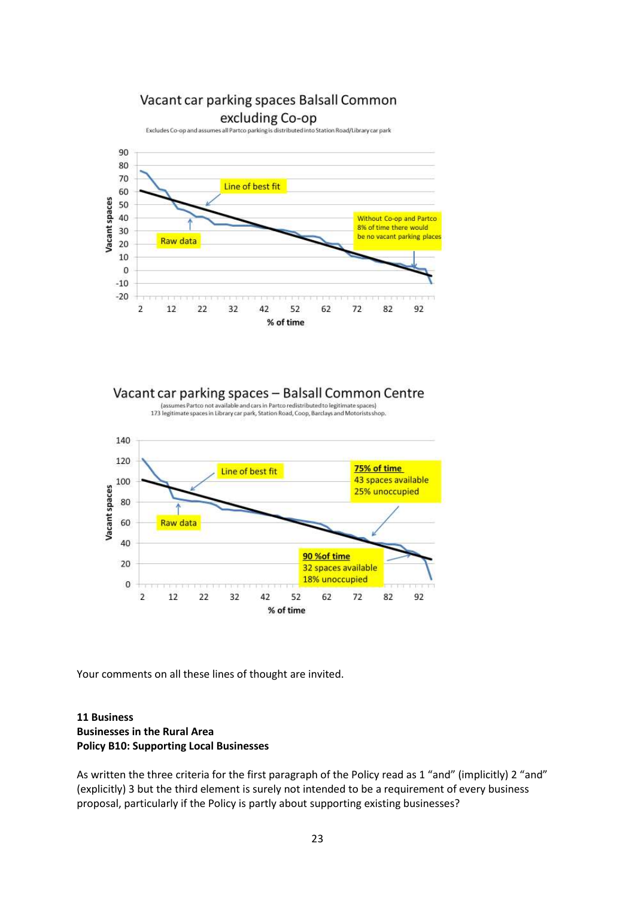Vacant car parking spaces Balsall Common excluding Co-op

Excludes Co-op and assumes all Partco parking is distributed into Station Road/Library car park

Line of best fit

Raw data

Without Co-op and Partco 8% of time there would be no vacant parking places

Vacant car parking spaces – Balsall Common Centre

(assumes Partco not available and cars in Partco redistributed to legitimate spaces)
173 legitimate spaces in Library car park, Station Road, Coop, Barclays and Motorists shop.

Line of best fit

Raw data

**75% of time**
43 spaces available
25% unoccupied

**90 %of time**
32 spaces available
18% unoccupied

Your comments on all these lines of thought are invited.

**11 Business**
**Businesses in the Rural Area**
**Policy B10: Supporting Local Businesses**

As written the three criteria for the first paragraph of the Policy read as 1 "and" (implicitly) 2 "and" (explicitly) 3 but the third element is surely not intended to be a requirement of every business proposal, particularly if the Policy is partly about supporting existing businesses?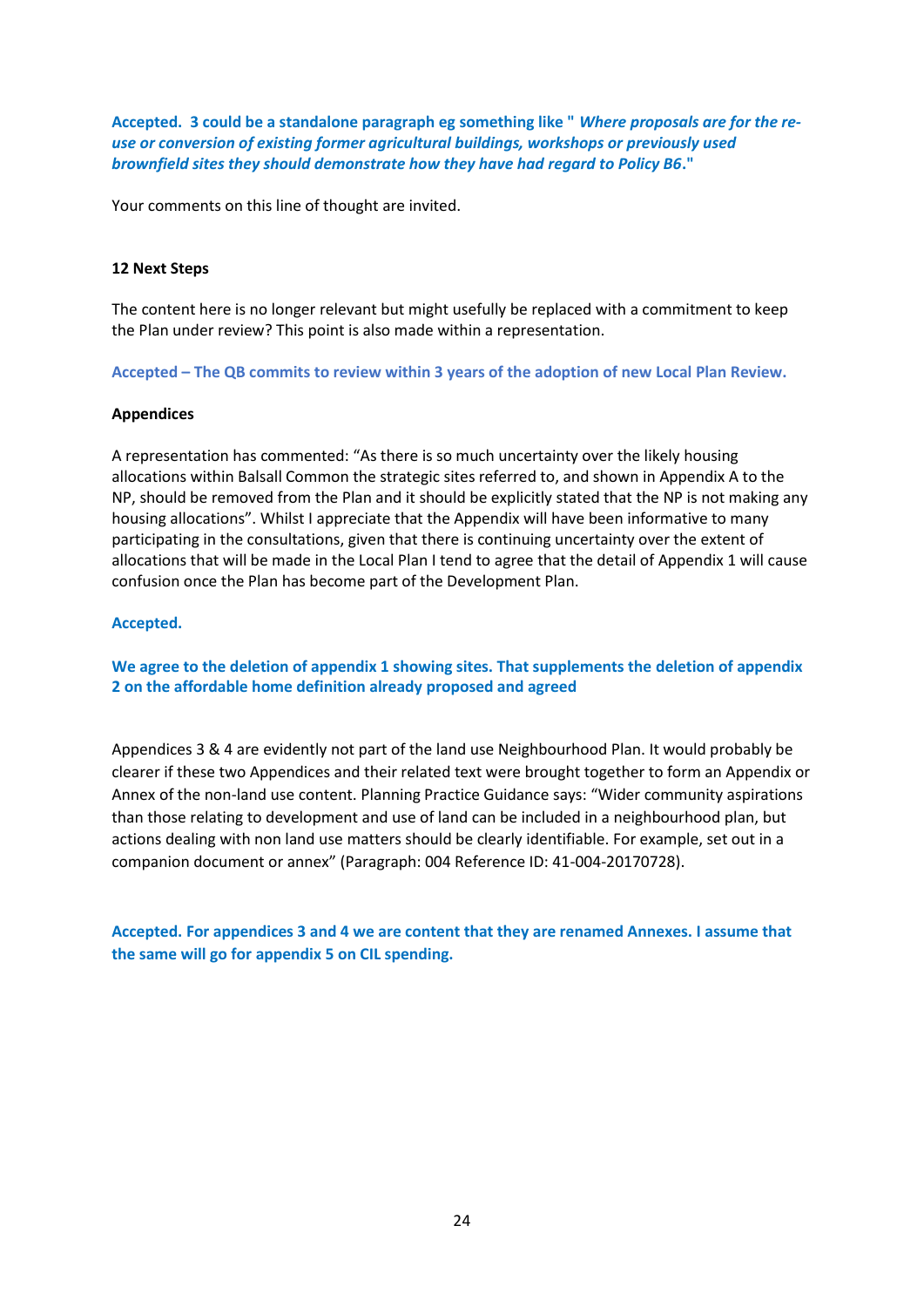**Accepted. 3 could be a standalone paragraph eg something like "** ***Where proposals are for the re-use or conversion of existing former agricultural buildings, workshops or previously used brownfield sites they should demonstrate how they have had regard to Policy B6*****."**

Your comments on this line of thought are invited.

**12 Next Steps**

The content here is no longer relevant but might usefully be replaced with a commitment to keep the Plan under review? This point is also made within a representation.

**Accepted – The QB commits to review within 3 years of the adoption of new Local Plan Review.**

**Appendices**

A representation has commented: "As there is so much uncertainty over the likely housing allocations within Balsall Common the strategic sites referred to, and shown in Appendix A to the NP, should be removed from the Plan and it should be explicitly stated that the NP is not making any housing allocations". Whilst I appreciate that the Appendix will have been informative to many participating in the consultations, given that there is continuing uncertainty over the extent of allocations that will be made in the Local Plan I tend to agree that the detail of Appendix 1 will cause confusion once the Plan has become part of the Development Plan.

**Accepted.**

**We agree to the deletion of appendix 1 showing sites. That supplements the deletion of appendix 2 on the affordable home definition already proposed and agreed**

Appendices 3 & 4 are evidently not part of the land use Neighbourhood Plan. It would probably be clearer if these two Appendices and their related text were brought together to form an Appendix or Annex of the non-land use content. Planning Practice Guidance says: "Wider community aspirations than those relating to development and use of land can be included in a neighbourhood plan, but actions dealing with non land use matters should be clearly identifiable. For example, set out in a companion document or annex" (Paragraph: 004 Reference ID: 41-004-20170728).

**Accepted. For appendices 3 and 4 we are content that they are renamed Annexes. I assume that the same will go for appendix 5 on CIL spending.**